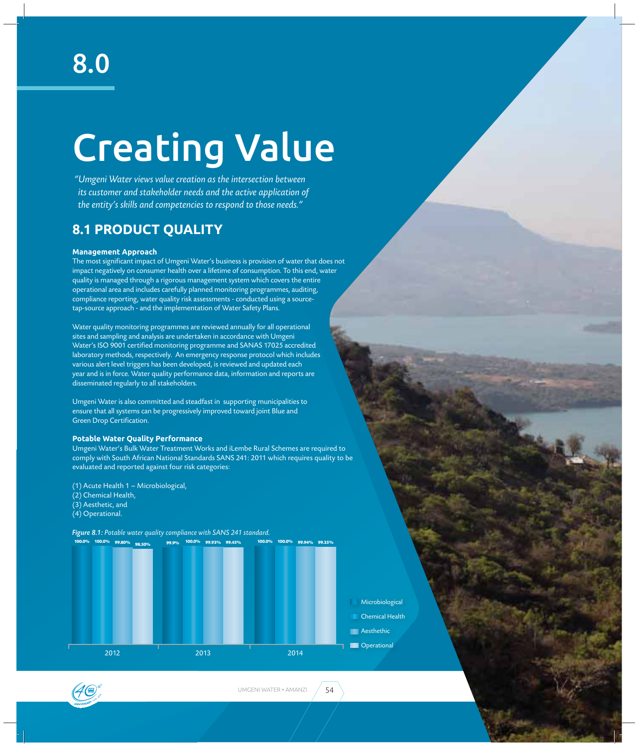# 8.0

# Creating Value

*"Umgeni Water views value creation as the intersection between its customer and stakeholder needs and the active application of the entity's skills and competencies to respond to those needs."*

## 8.1 PRODUCT QUALITY

**Management Approach**

The most significant impact of Umgeni Water's business is provision of water that does not impact negatively on consumer health over a lifetime of consumption. To this end, water quality is managed through a rigorous management system which covers the entire operational area and includes carefully planned monitoring programmes, auditing, compliance reporting, water quality risk assessments - conducted using a source-tap-source approach - and the implementation of Water Safety Plans.

Water quality monitoring programmes are reviewed annually for all operational sites and sampling and analysis are undertaken in accordance with Umgeni Water's ISO 9001 certified monitoring programme and SANAS 17025 accredited laboratory methods, respectively. An emergency response protocol which includes various alert level triggers has been developed, is reviewed and updated each year and is in force. Water quality performance data, information and reports are disseminated regularly to all stakeholders.

Umgeni Water is also committed and steadfast in supporting municipalities to ensure that all systems can be progressively improved toward joint Blue and Green Drop Certification.

**Potable Water Quality Performance**

Umgeni Water's Bulk Water Treatment Works and iLembe Rural Schemes are required to comply with South African National Standards SANS 241: 2011 which requires quality to be evaluated and reported against four risk categories:

(1) Acute Health 1 – Microbiological,
(2) Chemical Health,
(3) Aesthetic, and
(4) Operational.

***Figure 8.1:*** *Potable water quality compliance with SANS 241 standard.*

| Year | Microbiological | Chemical Health | Aesthethic | Operational |
|---|---|---|---|---|
| 2012 | 100.0% | 100.0% | 99.80% | 98.50% |
| 2013 | 99.9% | 100.0% | 99.93% | 99.45% |
| 2014 | 100.0% | 100.0% | 99.94% | 99.35% |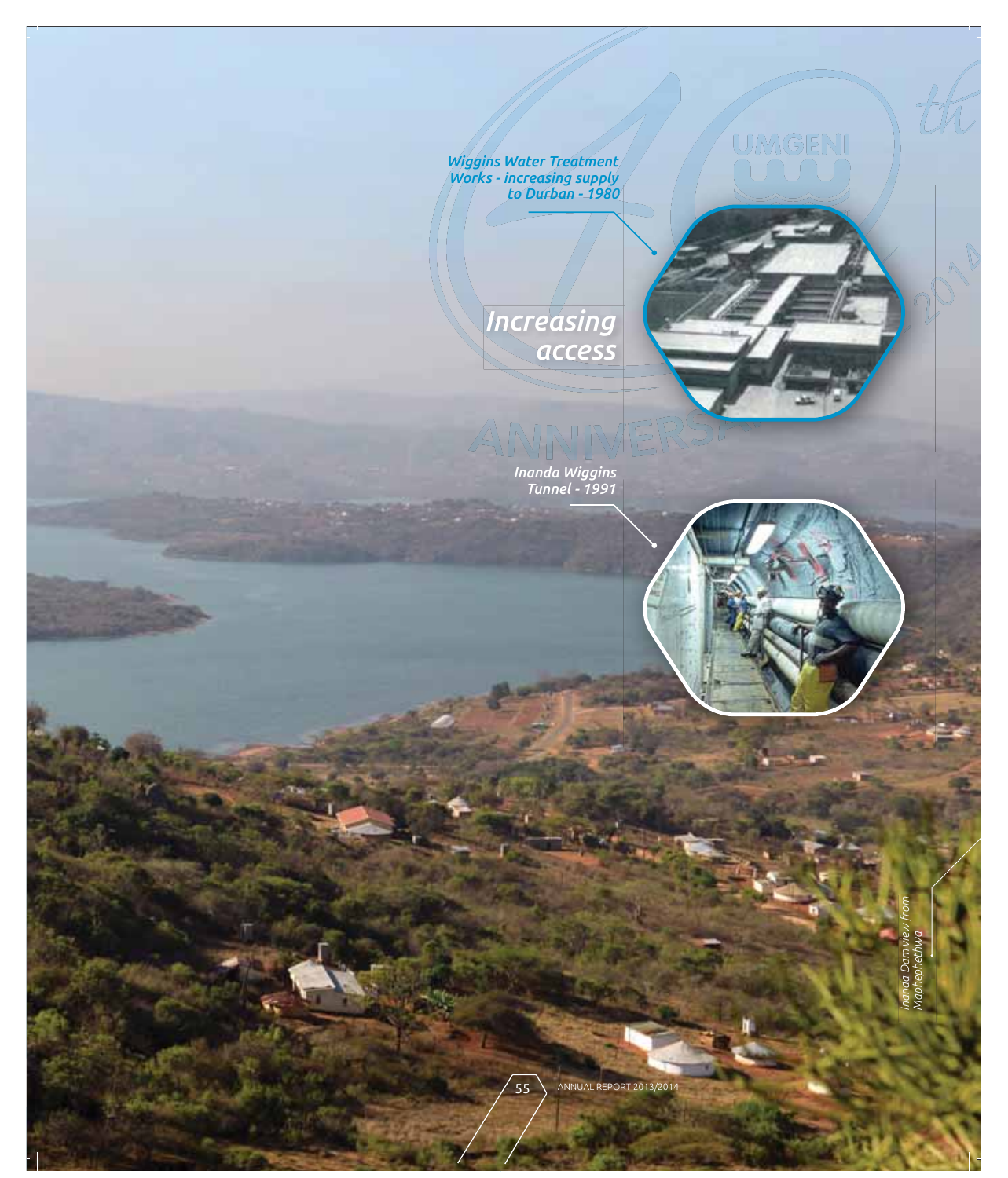## Increasing access

*Wiggins Water Treatment Works - increasing supply to Durban - 1980*

*Inanda Wiggins Tunnel - 1991*

*Inanda Dam view from Maphephethwa*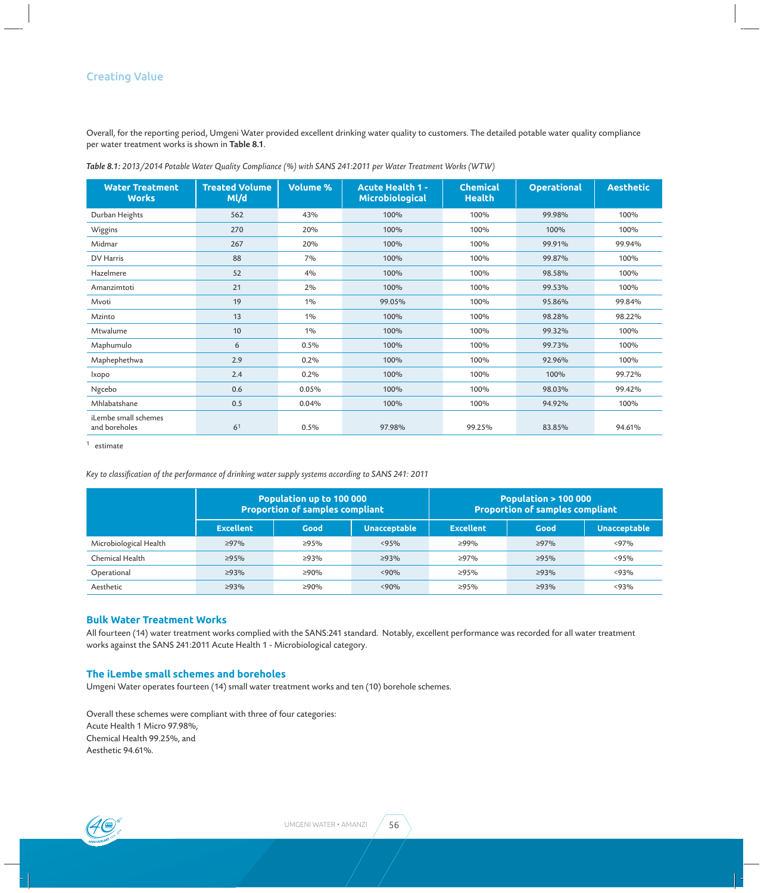## Creating Value

Overall, for the reporting period, Umgeni Water provided excellent drinking water quality to customers. The detailed potable water quality compliance per water treatment works is shown in **Table 8.1**.

*Table 8.1: 2013/2014 Potable Water Quality Compliance (%) with SANS 241:2011 per Water Treatment Works (WTW)*

| Water Treatment Works | Treated Volume Ml/d | Volume % | Acute Health 1 - Microbiological | Chemical Health | Operational | Aesthetic |
|---|---|---|---|---|---|---|
| Durban Heights | 562 | 43% | 100% | 100% | 99.98% | 100% |
| Wiggins | 270 | 20% | 100% | 100% | 100% | 100% |
| Midmar | 267 | 20% | 100% | 100% | 99.91% | 99.94% |
| DV Harris | 88 | 7% | 100% | 100% | 99.87% | 100% |
| Hazelmere | 52 | 4% | 100% | 100% | 98.58% | 100% |
| Amanzimtoti | 21 | 2% | 100% | 100% | 99.53% | 100% |
| Mvoti | 19 | 1% | 99.05% | 100% | 95.86% | 99.84% |
| Mzinto | 13 | 1% | 100% | 100% | 98.28% | 98.22% |
| Mtwalume | 10 | 1% | 100% | 100% | 99.32% | 100% |
| Maphumulo | 6 | 0.5% | 100% | 100% | 99.73% | 100% |
| Maphephethwa | 2.9 | 0.2% | 100% | 100% | 92.96% | 100% |
| Ixopo | 2.4 | 0.2% | 100% | 100% | 100% | 99.72% |
| Ngcebo | 0.6 | 0.05% | 100% | 100% | 98.03% | 99.42% |
| Mhlabatshane | 0.5 | 0.04% | 100% | 100% | 94.92% | 100% |
| iLembe small schemes and boreholes | 6[1] | 0.5% | 97.98% | 99.25% | 83.85% | 94.61% |

[1] estimate

*Key to classification of the performance of drinking water supply systems according to SANS 241: 2011*

| | Population up to 100 000 Proportion of samples compliant | | | Population > 100 000 Proportion of samples compliant | | |
|---|---|---|---|---|---|---|
| | Excellent | Good | Unacceptable | Excellent | Good | Unacceptable |
| Microbiological Health | ≥97% | ≥95% | <95% | ≥99% | ≥97% | <97% |
| Chemical Health | ≥95% | ≥93% | ≥93% | ≥97% | ≥95% | <95% |
| Operational | ≥93% | ≥90% | <90% | ≥95% | ≥93% | <93% |
| Aesthetic | ≥93% | ≥90% | <90% | ≥95% | ≥93% | <93% |

### Bulk Water Treatment Works

All fourteen (14) water treatment works complied with the SANS:241 standard. Notably, excellent performance was recorded for all water treatment works against the SANS 241:2011 Acute Health 1 - Microbiological category.

### The iLembe small schemes and boreholes

Umgeni Water operates fourteen (14) small water treatment works and ten (10) borehole schemes.

Overall these schemes were compliant with three of four categories:
Acute Health 1 Micro 97.98%,
Chemical Health 99.25%, and
Aesthetic 94.61%.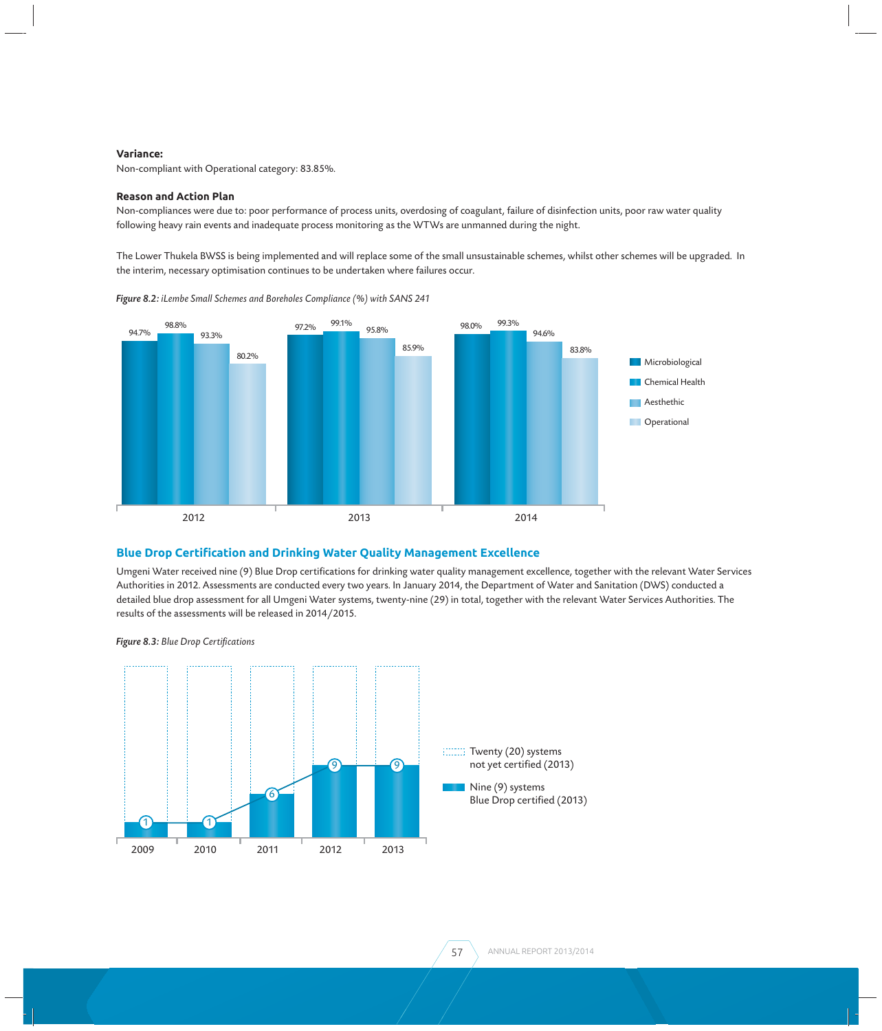**Variance:**

Non-compliant with Operational category: 83.85%.

**Reason and Action Plan**

Non-compliances were due to: poor performance of process units, overdosing of coagulant, failure of disinfection units, poor raw water quality following heavy rain events and inadequate process monitoring as the WTWs are unmanned during the night.

The Lower Thukela BWSS is being implemented and will replace some of the small unsustainable schemes, whilst other schemes will be upgraded. In the interim, necessary optimisation continues to be undertaken where failures occur.

***Figure 8.2:*** *iLembe Small Schemes and Boreholes Compliance (%) with SANS 241*

| Year | Microbiological | Chemical Health | Aesthethic | Operational |
|---|---|---|---|---|
| 2012 | 94.7% | 98.8% | 93.3% | 80.2% |
| 2013 | 97.2% | 99.1% | 95.8% | 85.9% |
| 2014 | 98.0% | 99.3% | 94.6% | 83.8% |

## Blue Drop Certification and Drinking Water Quality Management Excellence

Umgeni Water received nine (9) Blue Drop certifications for drinking water quality management excellence, together with the relevant Water Services Authorities in 2012. Assessments are conducted every two years. In January 2014, the Department of Water and Sanitation (DWS) conducted a detailed blue drop assessment for all Umgeni Water systems, twenty-nine (29) in total, together with the relevant Water Services Authorities. The results of the assessments will be released in 2014/2015.

***Figure 8.3:*** *Blue Drop Certifications*

| Year | Blue Drop certified systems |
|---|---|
| 2009 | 1 |
| 2010 | 1 |
| 2011 | 6 |
| 2012 | 9 |
| 2013 | 9 |

Twenty (20) systems not yet certified (2013)

Nine (9) systems Blue Drop certified (2013)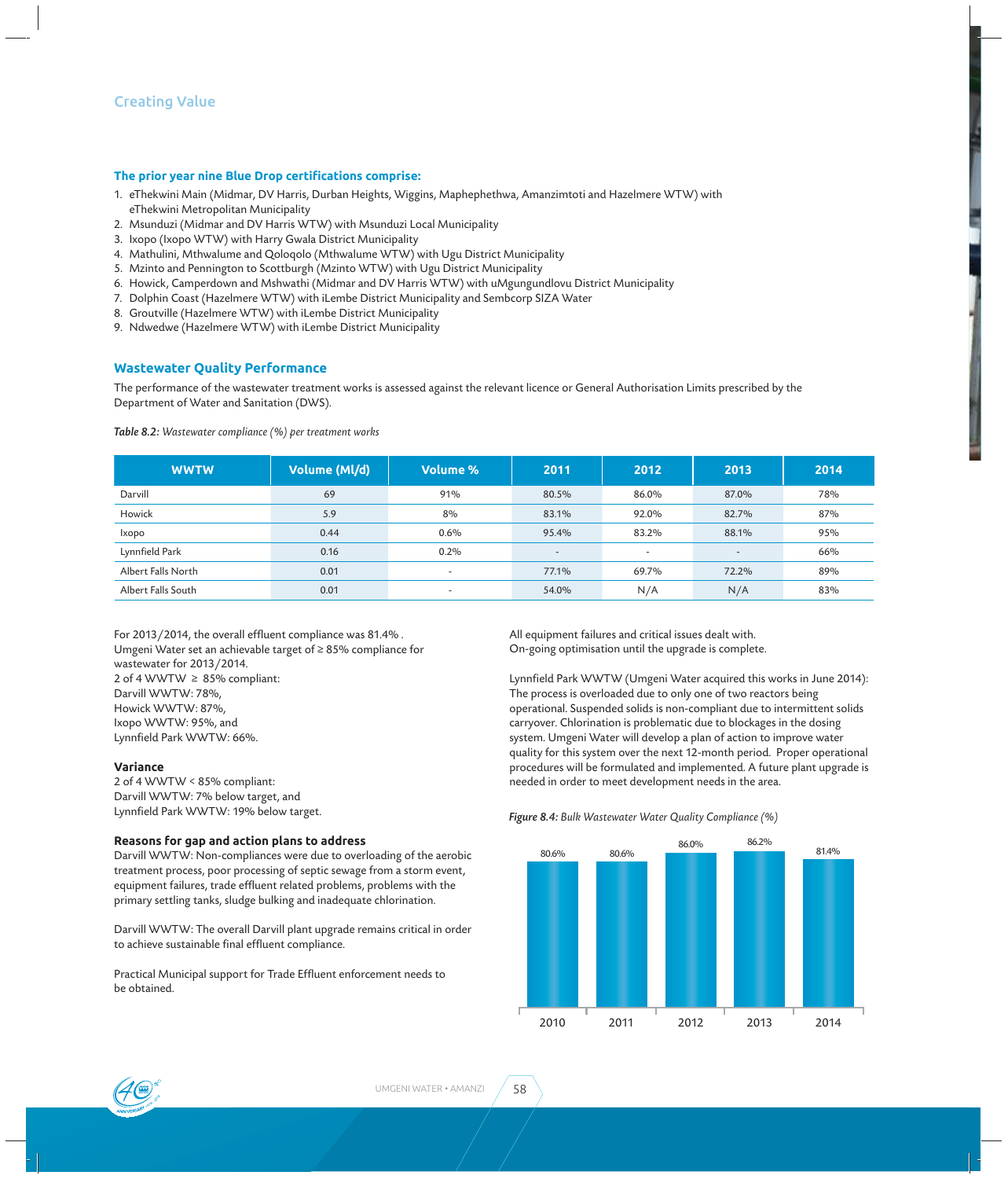### The prior year nine Blue Drop certifications comprise:

1. eThekwini Main (Midmar, DV Harris, Durban Heights, Wiggins, Maphephethwa, Amanzimtoti and Hazelmere WTW) with eThekwini Metropolitan Municipality
2. Msunduzi (Midmar and DV Harris WTW) with Msunduzi Local Municipality
3. Ixopo (Ixopo WTW) with Harry Gwala District Municipality
4. Mathulini, Mthwalume and Qoloqolo (Mthwalume WTW) with Ugu District Municipality
5. Mzinto and Pennington to Scottburgh (Mzinto WTW) with Ugu District Municipality
6. Howick, Camperdown and Mshwathi (Midmar and DV Harris WTW) with uMgungundlovu District Municipality
7. Dolphin Coast (Hazelmere WTW) with iLembe District Municipality and Sembcorp SIZA Water
8. Groutville (Hazelmere WTW) with iLembe District Municipality
9. Ndwedwe (Hazelmere WTW) with iLembe District Municipality

## Wastewater Quality Performance

The performance of the wastewater treatment works is assessed against the relevant licence or General Authorisation Limits prescribed by the Department of Water and Sanitation (DWS).

***Table 8.2:** Wastewater compliance (%) per treatment works*

| WWTW | Volume (Ml/d) | Volume % | 2011 | 2012 | 2013 | 2014 |
|---|---|---|---|---|---|---|
| Darvill | 69 | 91% | 80.5% | 86.0% | 87.0% | 78% |
| Howick | 5.9 | 8% | 83.1% | 92.0% | 82.7% | 87% |
| Ixopo | 0.44 | 0.6% | 95.4% | 83.2% | 88.1% | 95% |
| Lynnfield Park | 0.16 | 0.2% | - | - | - | 66% |
| Albert Falls North | 0.01 | - | 77.1% | 69.7% | 72.2% | 89% |
| Albert Falls South | 0.01 | - | 54.0% | N/A | N/A | 83% |

For 2013/2014, the overall effluent compliance was 81.4% .
Umgeni Water set an achievable target of ≥ 85% compliance for wastewater for 2013/2014.
2 of 4 WWTW ≥ 85% compliant:
Darvill WWTW: 78%,
Howick WWTW: 87%,
Ixopo WWTW: 95%, and
Lynnfield Park WWTW: 66%.

### Variance

2 of 4 WWTW < 85% compliant:
Darvill WWTW: 7% below target, and
Lynnfield Park WWTW: 19% below target.

### Reasons for gap and action plans to address

Darvill WWTW: Non-compliances were due to overloading of the aerobic treatment process, poor processing of septic sewage from a storm event, equipment failures, trade effluent related problems, problems with the primary settling tanks, sludge bulking and inadequate chlorination.

Darvill WWTW: The overall Darvill plant upgrade remains critical in order to achieve sustainable final effluent compliance.

Practical Municipal support for Trade Effluent enforcement needs to be obtained.

All equipment failures and critical issues dealt with.
On-going optimisation until the upgrade is complete.

Lynnfield Park WWTW (Umgeni Water acquired this works in June 2014): The process is overloaded due to only one of two reactors being operational. Suspended solids is non-compliant due to intermittent solids carryover. Chlorination is problematic due to blockages in the dosing system. Umgeni Water will develop a plan of action to improve water quality for this system over the next 12-month period. Proper operational procedures will be formulated and implemented. A future plant upgrade is needed in order to meet development needs in the area.

***Figure 8.4:** Bulk Wastewater Water Quality Compliance (%)*

| Year | Compliance (%) |
|---|---|
| 2010 | 80.6% |
| 2011 | 80.6% |
| 2012 | 86.0% |
| 2013 | 86.2% |
| 2014 | 81.4% |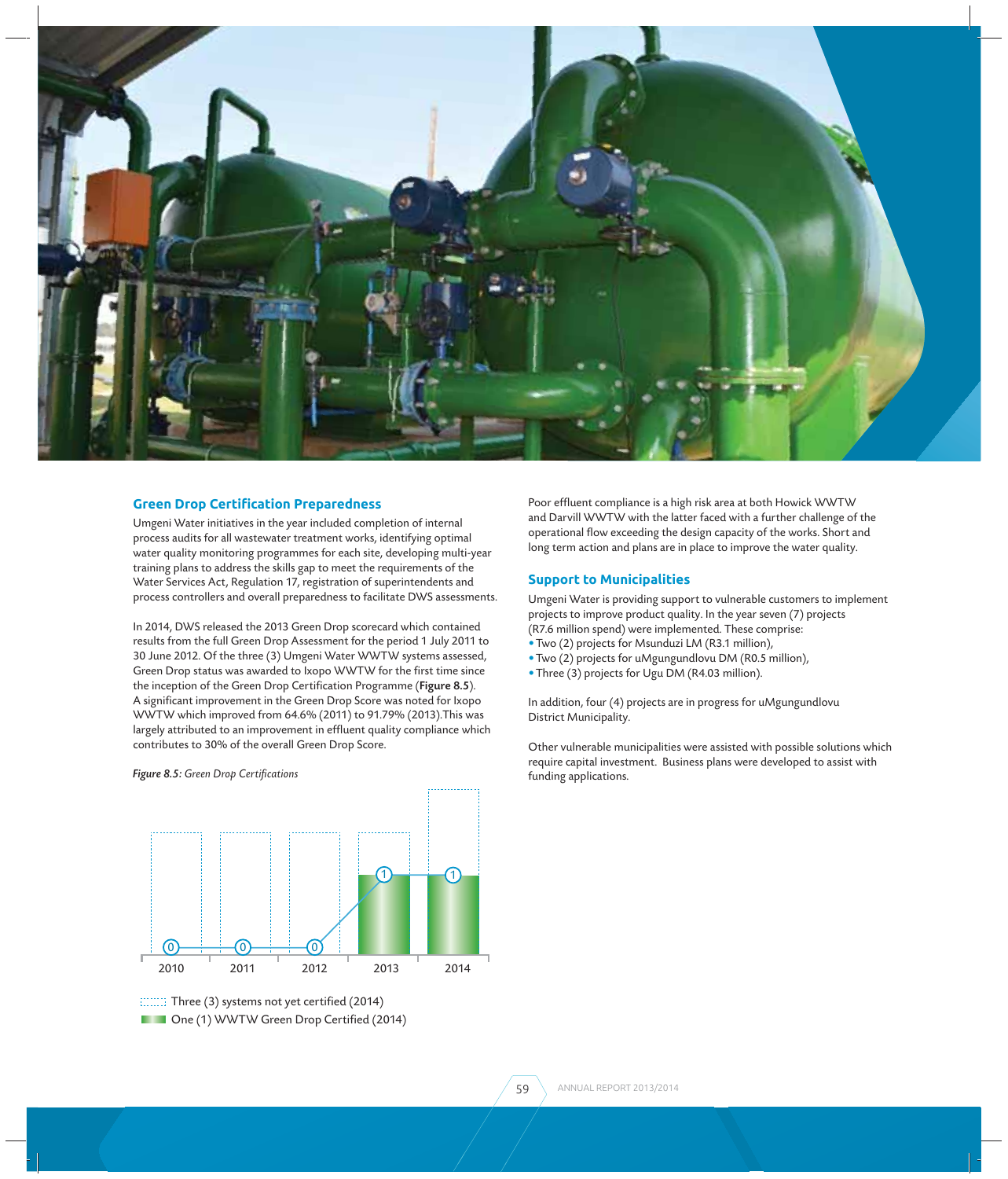## Green Drop Certification Preparedness

Umgeni Water initiatives in the year included completion of internal process audits for all wastewater treatment works, identifying optimal water quality monitoring programmes for each site, developing multi-year training plans to address the skills gap to meet the requirements of the Water Services Act, Regulation 17, registration of superintendents and process controllers and overall preparedness to facilitate DWS assessments.

In 2014, DWS released the 2013 Green Drop scorecard which contained results from the full Green Drop Assessment for the period 1 July 2011 to 30 June 2012. Of the three (3) Umgeni Water WWTW systems assessed, Green Drop status was awarded to Ixopo WWTW for the first time since the inception of the Green Drop Certification Programme (**Figure 8.5**). A significant improvement in the Green Drop Score was noted for Ixopo WWTW which improved from 64.6% (2011) to 91.79% (2013).This was largely attributed to an improvement in effluent quality compliance which contributes to 30% of the overall Green Drop Score.

***Figure 8.5:*** *Green Drop Certifications*

| Year | WWTW Green Drop Certified |
|---|---|
| 2010 | 0 |
| 2011 | 0 |
| 2012 | 0 |
| 2013 | 1 |
| 2014 | 1 |

Three (3) systems not yet certified (2014)
One (1) WWTW Green Drop Certified (2014)

Poor effluent compliance is a high risk area at both Howick WWTW and Darvill WWTW with the latter faced with a further challenge of the operational flow exceeding the design capacity of the works. Short and long term action and plans are in place to improve the water quality.

## Support to Municipalities

Umgeni Water is providing support to vulnerable customers to implement projects to improve product quality. In the year seven (7) projects (R7.6 million spend) were implemented. These comprise:

- Two (2) projects for Msunduzi LM (R3.1 million),
- Two (2) projects for uMgungundlovu DM (R0.5 million),
- Three (3) projects for Ugu DM (R4.03 million).

In addition, four (4) projects are in progress for uMgungundlovu District Municipality.

Other vulnerable municipalities were assisted with possible solutions which require capital investment. Business plans were developed to assist with funding applications.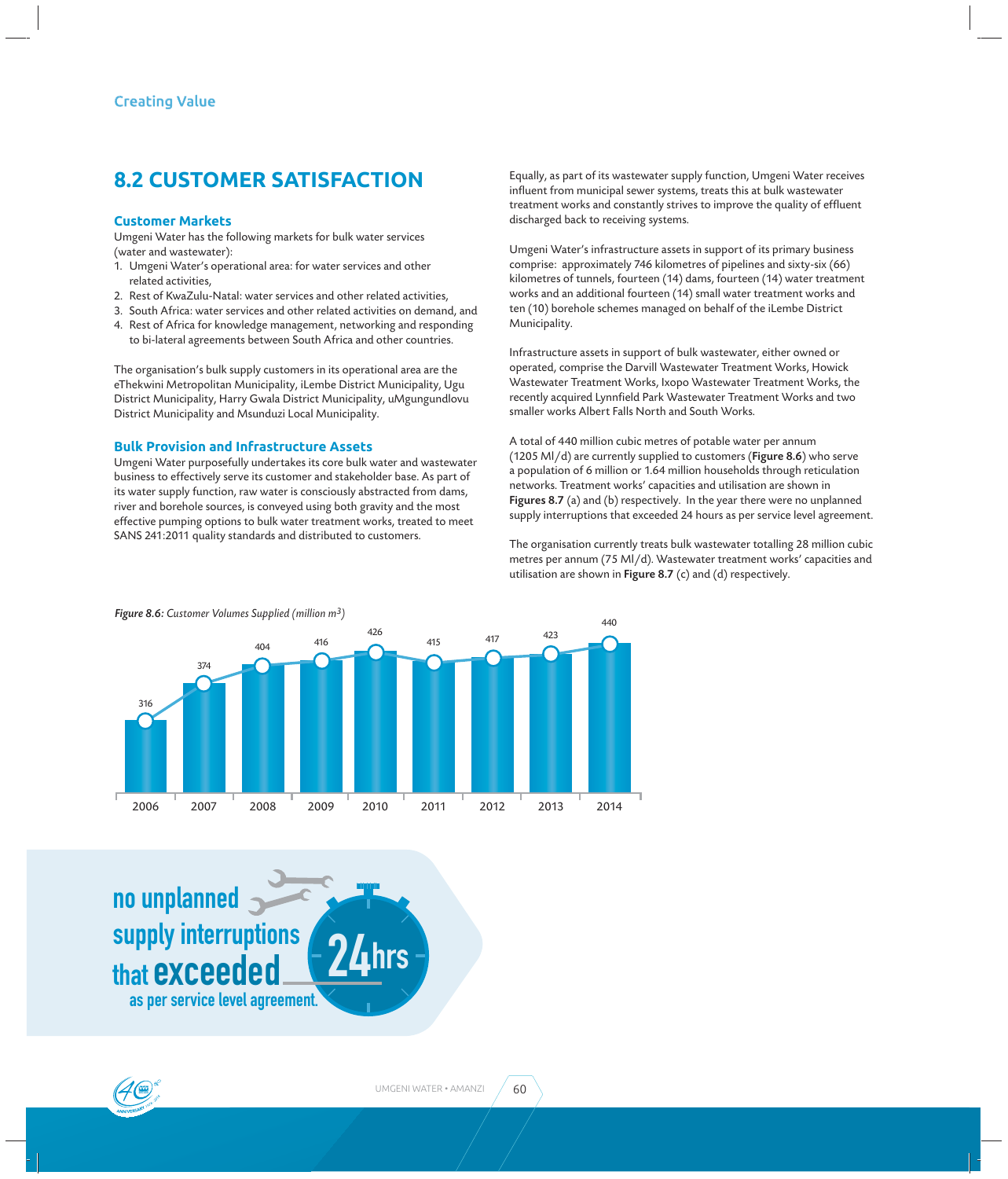## 8.2 CUSTOMER SATISFACTION

### Customer Markets

Umgeni Water has the following markets for bulk water services (water and wastewater):

1. Umgeni Water's operational area: for water services and other related activities,
2. Rest of KwaZulu-Natal: water services and other related activities,
3. South Africa: water services and other related activities on demand, and
4. Rest of Africa for knowledge management, networking and responding to bi-lateral agreements between South Africa and other countries.

The organisation's bulk supply customers in its operational area are the eThekwini Metropolitan Municipality, iLembe District Municipality, Ugu District Municipality, Harry Gwala District Municipality, uMgungundlovu District Municipality and Msunduzi Local Municipality.

### Bulk Provision and Infrastructure Assets

Umgeni Water purposefully undertakes its core bulk water and wastewater business to effectively serve its customer and stakeholder base. As part of its water supply function, raw water is consciously abstracted from dams, river and borehole sources, is conveyed using both gravity and the most effective pumping options to bulk water treatment works, treated to meet SANS 241:2011 quality standards and distributed to customers.

Equally, as part of its wastewater supply function, Umgeni Water receives influent from municipal sewer systems, treats this at bulk wastewater treatment works and constantly strives to improve the quality of effluent discharged back to receiving systems.

Umgeni Water's infrastructure assets in support of its primary business comprise: approximately 746 kilometres of pipelines and sixty-six (66) kilometres of tunnels, fourteen (14) dams, fourteen (14) water treatment works and an additional fourteen (14) small water treatment works and ten (10) borehole schemes managed on behalf of the iLembe District Municipality.

Infrastructure assets in support of bulk wastewater, either owned or operated, comprise the Darvill Wastewater Treatment Works, Howick Wastewater Treatment Works, Ixopo Wastewater Treatment Works, the recently acquired Lynnfield Park Wastewater Treatment Works and two smaller works Albert Falls North and South Works.

A total of 440 million cubic metres of potable water per annum (1205 Ml/d) are currently supplied to customers (**Figure 8.6**) who serve a population of 6 million or 1.64 million households through reticulation networks. Treatment works' capacities and utilisation are shown in **Figures 8.7** (a) and (b) respectively. In the year there were no unplanned supply interruptions that exceeded 24 hours as per service level agreement.

The organisation currently treats bulk wastewater totalling 28 million cubic metres per annum (75 Ml/d). Wastewater treatment works' capacities and utilisation are shown in **Figure 8.7** (c) and (d) respectively.

***Figure 8.6:*** *Customer Volumes Supplied (million m$^3$)*

| Year | 2006 | 2007 | 2008 | 2009 | 2010 | 2011 | 2012 | 2013 | 2014 |
|---|---|---|---|---|---|---|---|---|---|
| Volume (million m$^3$) | 316 | 374 | 404 | 416 | 426 | 415 | 417 | 423 | 440 |

no unplanned supply interruptions that **exceeded** 24hrs as per service level agreement.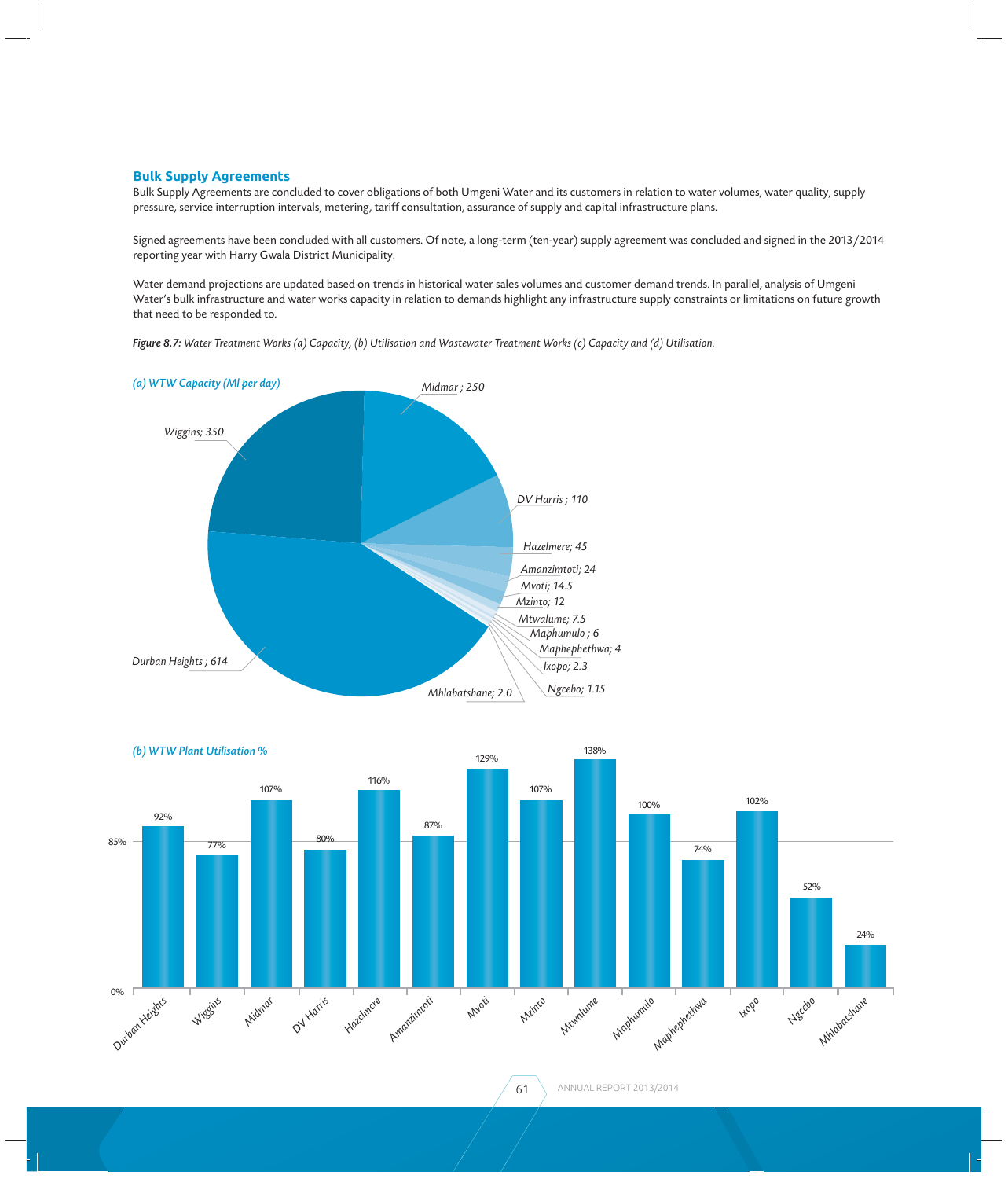## Bulk Supply Agreements

Bulk Supply Agreements are concluded to cover obligations of both Umgeni Water and its customers in relation to water volumes, water quality, supply pressure, service interruption intervals, metering, tariff consultation, assurance of supply and capital infrastructure plans.

Signed agreements have been concluded with all customers. Of note, a long-term (ten-year) supply agreement was concluded and signed in the 2013/2014 reporting year with Harry Gwala District Municipality.

Water demand projections are updated based on trends in historical water sales volumes and customer demand trends. In parallel, analysis of Umgeni Water's bulk infrastructure and water works capacity in relation to demands highlight any infrastructure supply constraints or limitations on future growth that need to be responded to.

***Figure 8.7:*** *Water Treatment Works (a) Capacity, (b) Utilisation and Wastewater Treatment Works (c) Capacity and (d) Utilisation.*

*(a) WTW Capacity (Ml per day)*

| Works | Capacity (Ml per day) |
|---|---|
| Durban Heights | 614 |
| Wiggins | 350 |
| Midmar | 250 |
| DV Harris | 110 |
| Hazelmere | 45 |
| Amanzimtoti | 24 |
| Mvoti | 14.5 |
| Mzinto | 12 |
| Mtwalume | 7.5 |
| Maphumulo | 6 |
| Maphephethwa | 4 |
| Ixopo | 2.3 |
| Mhlabatshane | 2.0 |
| Ngcebo | 1.15 |

*(b) WTW Plant Utilisation %*

| Works | Utilisation % |
|---|---|
| Durban Heights | 92% |
| Wiggins | 77% |
| Midmar | 107% |
| DV Harris | 80% |
| Hazelmere | 116% |
| Amanzimtoti | 87% |
| Mvoti | 129% |
| Mzinto | 107% |
| Mtwalume | 138% |
| Maphumulo | 100% |
| Maphephethwa | 74% |
| Ixopo | 102% |
| Ngcebo | 52% |
| Mhlabatshane | 24% |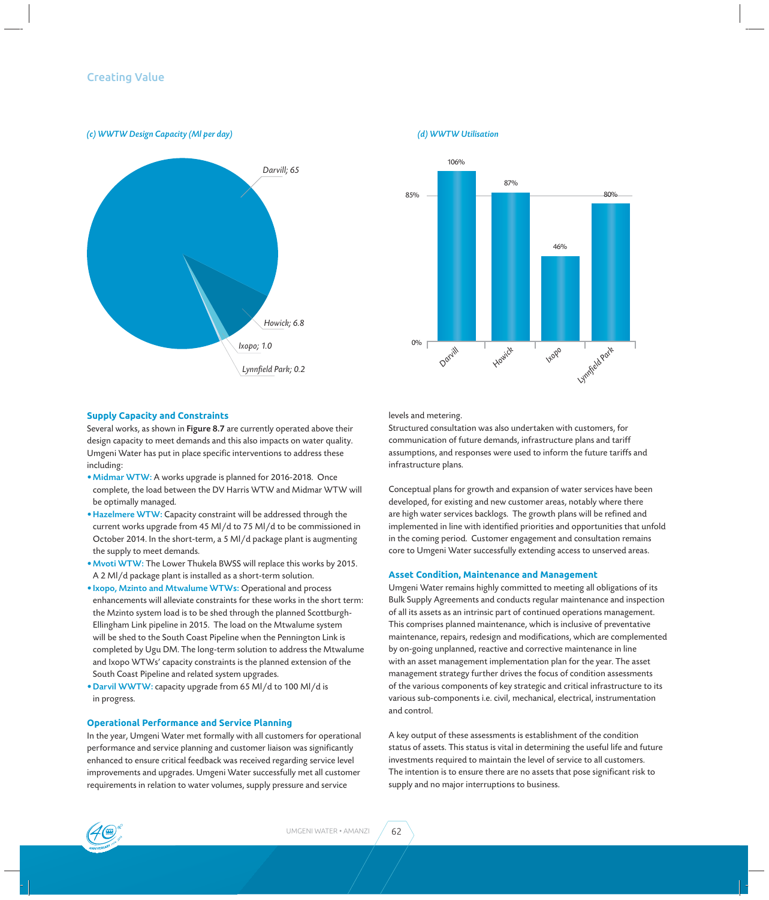*(c) WWTW Design Capacity (Ml per day)*

| WWTW | Design Capacity (Ml per day) |
|---|---|
| Darvill | 65 |
| Howick | 6.8 |
| Ixopo | 1.0 |
| Lynnfield Park | 0.2 |

*(d) WWTW Utilisation*

| WWTW | Utilisation |
|---|---|
| Darvill | 106% |
| Howick | 87% |
| Ixopo | 46% |
| Lynnfield Park | 80% |

### Supply Capacity and Constraints

Several works, as shown in **Figure 8.7** are currently operated above their design capacity to meet demands and this also impacts on water quality. Umgeni Water has put in place specific interventions to address these including:

- **Midmar WTW:** A works upgrade is planned for 2016-2018. Once complete, the load between the DV Harris WTW and Midmar WTW will be optimally managed.
- **Hazelmere WTW:** Capacity constraint will be addressed through the current works upgrade from 45 Ml/d to 75 Ml/d to be commissioned in October 2014. In the short-term, a 5 Ml/d package plant is augmenting the supply to meet demands.
- **Mvoti WTW:** The Lower Thukela BWSS will replace this works by 2015. A 2 Ml/d package plant is installed as a short-term solution.
- **Ixopo, Mzinto and Mtwalume WTWs:** Operational and process enhancements will alleviate constraints for these works in the short term: the Mzinto system load is to be shed through the planned Scottburgh-Ellingham Link pipeline in 2015. The load on the Mtwalume system will be shed to the South Coast Pipeline when the Pennington Link is completed by Ugu DM. The long-term solution to address the Mtwalume and Ixopo WTWs' capacity constraints is the planned extension of the South Coast Pipeline and related system upgrades.
- **Darvil WWTW:** capacity upgrade from 65 Ml/d to 100 Ml/d is in progress.

### Operational Performance and Service Planning

In the year, Umgeni Water met formally with all customers for operational performance and service planning and customer liaison was significantly enhanced to ensure critical feedback was received regarding service level improvements and upgrades. Umgeni Water successfully met all customer requirements in relation to water volumes, supply pressure and service levels and metering.

Structured consultation was also undertaken with customers, for communication of future demands, infrastructure plans and tariff assumptions, and responses were used to inform the future tariffs and infrastructure plans.

Conceptual plans for growth and expansion of water services have been developed, for existing and new customer areas, notably where there are high water services backlogs. The growth plans will be refined and implemented in line with identified priorities and opportunities that unfold in the coming period. Customer engagement and consultation remains core to Umgeni Water successfully extending access to unserved areas.

### Asset Condition, Maintenance and Management

Umgeni Water remains highly committed to meeting all obligations of its Bulk Supply Agreements and conducts regular maintenance and inspection of all its assets as an intrinsic part of continued operations management. This comprises planned maintenance, which is inclusive of preventative maintenance, repairs, redesign and modifications, which are complemented by on-going unplanned, reactive and corrective maintenance in line with an asset management implementation plan for the year. The asset management strategy further drives the focus of condition assessments of the various components of key strategic and critical infrastructure to its various sub-components i.e. civil, mechanical, electrical, instrumentation and control.

A key output of these assessments is establishment of the condition status of assets. This status is vital in determining the useful life and future investments required to maintain the level of service to all customers. The intention is to ensure there are no assets that pose significant risk to supply and no major interruptions to business.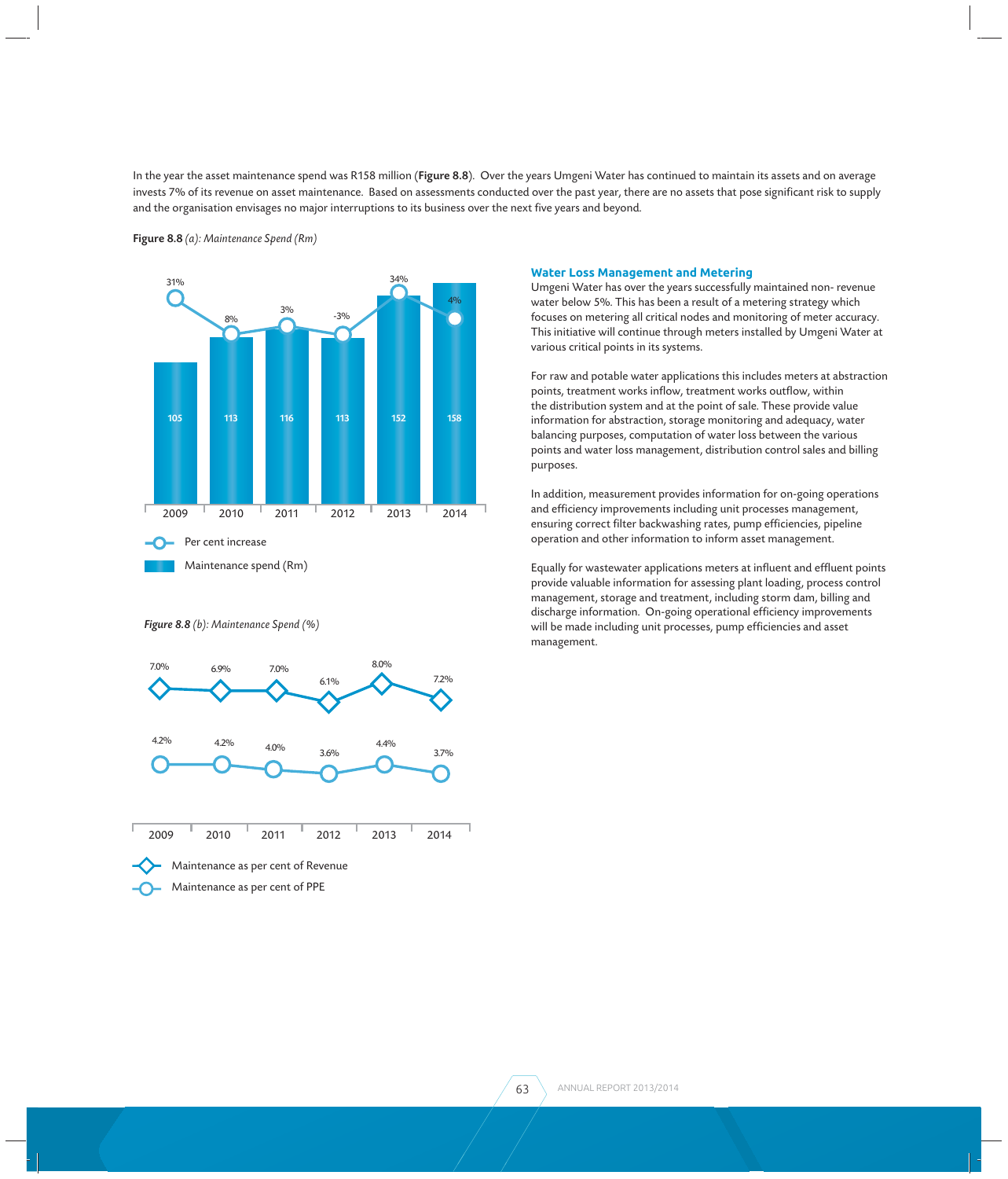In the year the asset maintenance spend was R158 million (**Figure 8.8**). Over the years Umgeni Water has continued to maintain its assets and on average invests 7% of its revenue on asset maintenance. Based on assessments conducted over the past year, there are no assets that pose significant risk to supply and the organisation envisages no major interruptions to its business over the next five years and beyond.

**Figure 8.8** *(a): Maintenance Spend (Rm)*

| | 2009 | 2010 | 2011 | 2012 | 2013 | 2014 |
|---|---|---|---|---|---|---|
| Maintenance spend (Rm) | 105 | 113 | 116 | 113 | 152 | 158 |
| Per cent increase | 31% | 8% | 3% | -3% | 34% | 4% |

***Figure 8.8** (b): Maintenance Spend (%)*

| | 2009 | 2010 | 2011 | 2012 | 2013 | 2014 |
|---|---|---|---|---|---|---|
| Maintenance as per cent of Revenue | 7.0% | 6.9% | 7.0% | 6.1% | 8.0% | 7.2% |
| Maintenance as per cent of PPE | 4.2% | 4.2% | 4.0% | 3.6% | 4.4% | 3.7% |

## Water Loss Management and Metering

Umgeni Water has over the years successfully maintained non- revenue water below 5%. This has been a result of a metering strategy which focuses on metering all critical nodes and monitoring of meter accuracy. This initiative will continue through meters installed by Umgeni Water at various critical points in its systems.

For raw and potable water applications this includes meters at abstraction points, treatment works inflow, treatment works outflow, within the distribution system and at the point of sale. These provide value information for abstraction, storage monitoring and adequacy, water balancing purposes, computation of water loss between the various points and water loss management, distribution control sales and billing purposes.

In addition, measurement provides information for on-going operations and efficiency improvements including unit processes management, ensuring correct filter backwashing rates, pump efficiencies, pipeline operation and other information to inform asset management.

Equally for wastewater applications meters at influent and effluent points provide valuable information for assessing plant loading, process control management, storage and treatment, including storm dam, billing and discharge information. On-going operational efficiency improvements will be made including unit processes, pump efficiencies and asset management.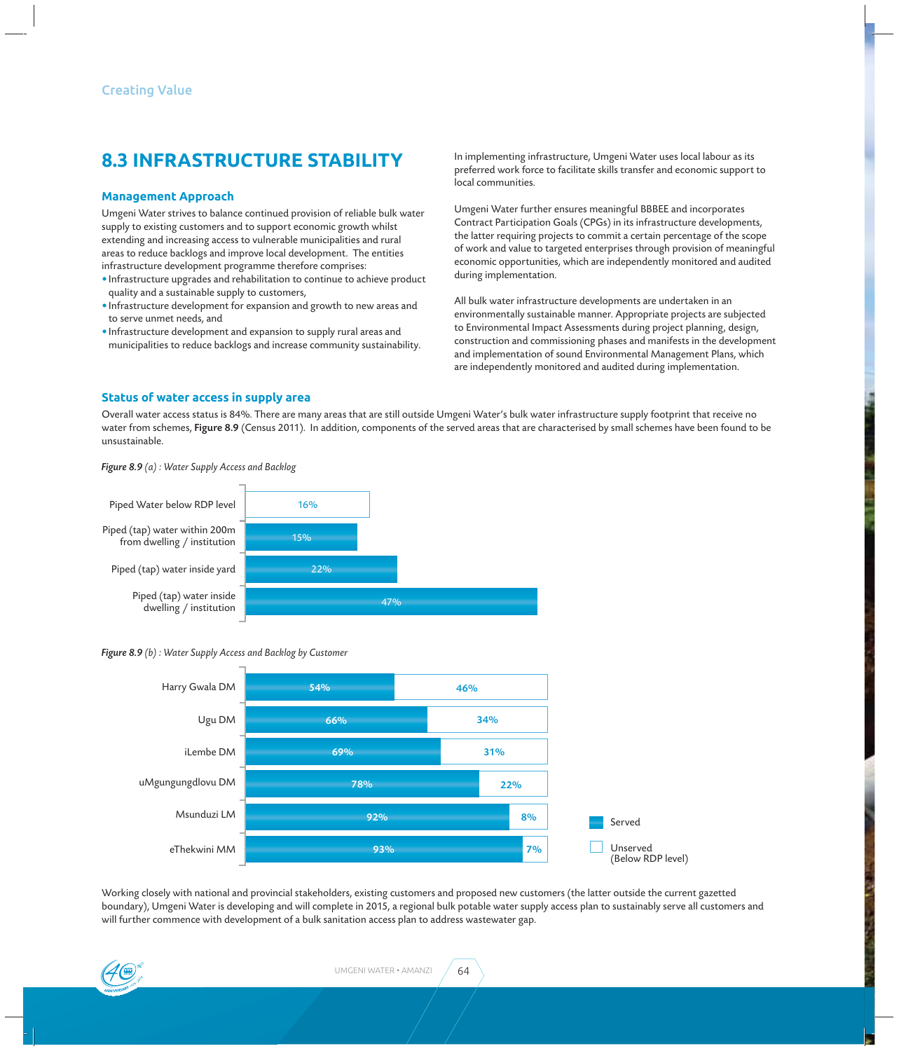## 8.3 INFRASTRUCTURE STABILITY

### Management Approach

Umgeni Water strives to balance continued provision of reliable bulk water supply to existing customers and to support economic growth whilst extending and increasing access to vulnerable municipalities and rural areas to reduce backlogs and improve local development. The entities infrastructure development programme therefore comprises:

- Infrastructure upgrades and rehabilitation to continue to achieve product quality and a sustainable supply to customers,
- Infrastructure development for expansion and growth to new areas and to serve unmet needs, and
- Infrastructure development and expansion to supply rural areas and municipalities to reduce backlogs and increase community sustainability.

In implementing infrastructure, Umgeni Water uses local labour as its preferred work force to facilitate skills transfer and economic support to local communities.

Umgeni Water further ensures meaningful BBBEE and incorporates Contract Participation Goals (CPGs) in its infrastructure developments, the latter requiring projects to commit a certain percentage of the scope of work and value to targeted enterprises through provision of meaningful economic opportunities, which are independently monitored and audited during implementation.

All bulk water infrastructure developments are undertaken in an environmentally sustainable manner. Appropriate projects are subjected to Environmental Impact Assessments during project planning, design, construction and commissioning phases and manifests in the development and implementation of sound Environmental Management Plans, which are independently monitored and audited during implementation.

### Status of water access in supply area

Overall water access status is 84%. There are many areas that are still outside Umgeni Water's bulk water infrastructure supply footprint that receive no water from schemes, **Figure 8.9** (Census 2011). In addition, components of the served areas that are characterised by small schemes have been found to be unsustainable.

***Figure 8.9** (a) : Water Supply Access and Backlog*

| Category | % |
|---|---|
| Piped Water below RDP level | 16% |
| Piped (tap) water within 200m from dwelling / institution | 15% |
| Piped (tap) water inside yard | 22% |
| Piped (tap) water inside dwelling / institution | 47% |

***Figure 8.9** (b) : Water Supply Access and Backlog by Customer*

| Customer | Served | Unserved (Below RDP level) |
|---|---|---|
| Harry Gwala DM | 54% | 46% |
| Ugu DM | 66% | 34% |
| iLembe DM | 69% | 31% |
| uMgungungdlovu DM | 78% | 22% |
| Msunduzi LM | 92% | 8% |
| eThekwini MM | 93% | 7% |

Working closely with national and provincial stakeholders, existing customers and proposed new customers (the latter outside the current gazetted boundary), Umgeni Water is developing and will complete in 2015, a regional bulk potable water supply access plan to sustainably serve all customers and will further commence with development of a bulk sanitation access plan to address wastewater gap.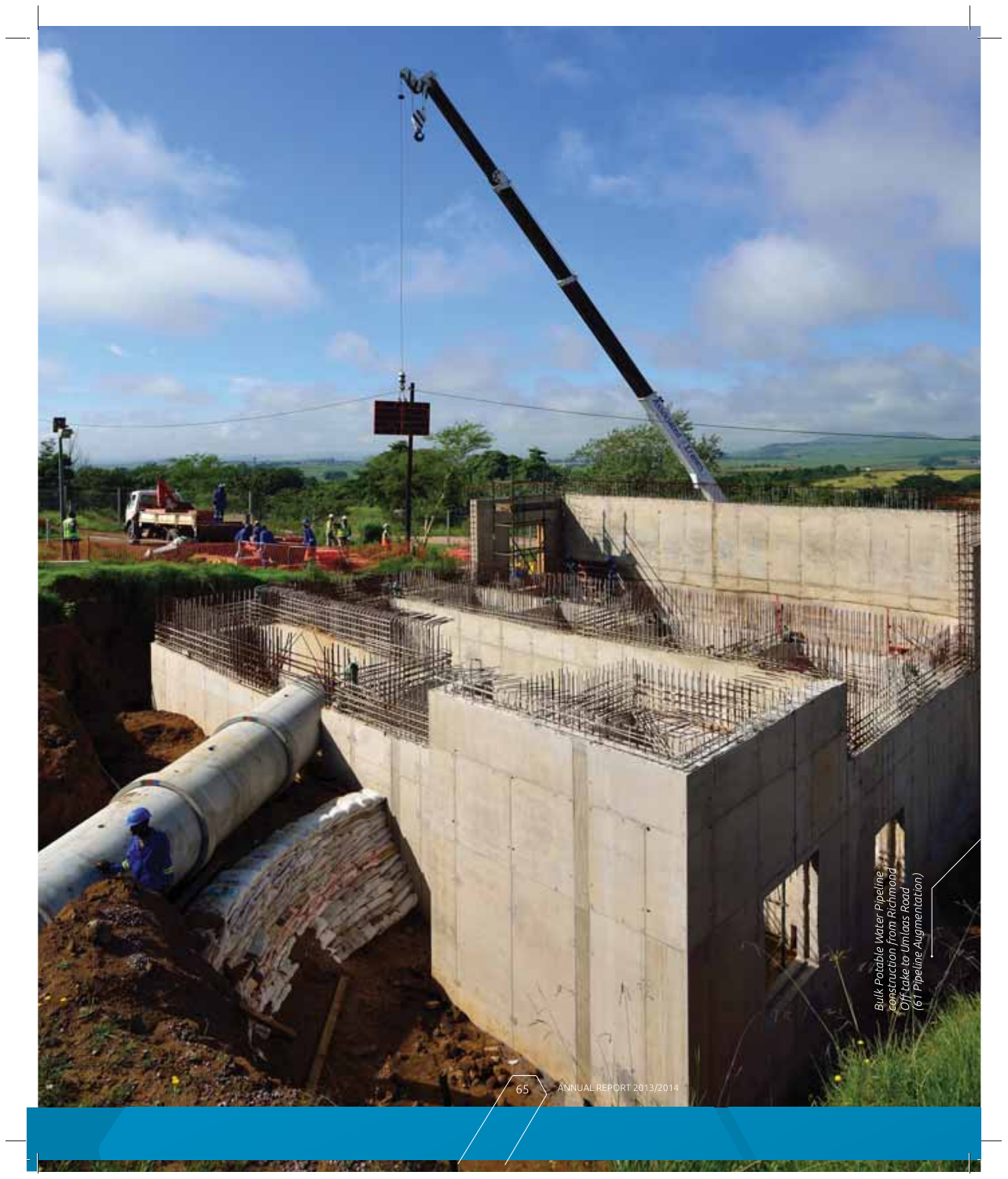*Bulk Potable Water Pipeline construction from Richmond Off Take to Umlaas Road (61 Pipeline Augmentation)*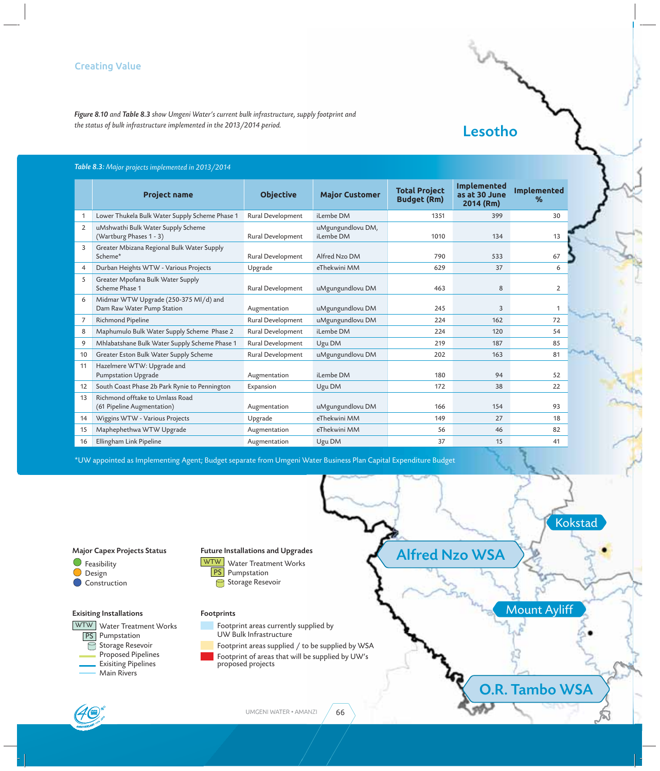Creating Value

*__Figure 8.10__ and __Table 8.3__ show Umgeni Water's current bulk infrastructure, supply footprint and the status of bulk infrastructure implemented in the 2013/2014 period.*

Lesotho

*__Table 8.3:__ Major projects implemented in 2013/2014*

| | Project name | Objective | Major Customer | Total Project Budget (Rm) | Implemented as at 30 June 2014 (Rm) | Implemented % |
|---|---|---|---|---|---|---|
| 1 | Lower Thukela Bulk Water Supply Scheme Phase 1 | Rural Development | iLembe DM | 1351 | 399 | 30 |
| 2 | uMshwathi Bulk Water Supply Scheme (Wartburg Phases 1 - 3) | Rural Development | uMgungundlovu DM, iLembe DM | 1010 | 134 | 13 |
| 3 | Greater Mbizana Regional Bulk Water Supply Scheme* | Rural Development | Alfred Nzo DM | 790 | 533 | 67 |
| 4 | Durban Heights WTW - Various Projects | Upgrade | eThekwini MM | 629 | 37 | 6 |
| 5 | Greater Mpofana Bulk Water Supply Scheme Phase 1 | Rural Development | uMgungundlovu DM | 463 | 8 | 2 |
| 6 | Midmar WTW Upgrade (250-375 Ml/d) and Dam Raw Water Pump Station | Augmentation | uMgungundlovu DM | 245 | 3 | 1 |
| 7 | Richmond Pipeline | Rural Development | uMgungundlovu DM | 224 | 162 | 72 |
| 8 | Maphumulo Bulk Water Supply Scheme Phase 2 | Rural Development | iLembe DM | 224 | 120 | 54 |
| 9 | Mhlabatshane Bulk Water Supply Scheme Phase 1 | Rural Development | Ugu DM | 219 | 187 | 85 |
| 10 | Greater Eston Bulk Water Supply Scheme | Rural Development | uMgungundlovu DM | 202 | 163 | 81 |
| 11 | Hazelmere WTW: Upgrade and Pumpstation Upgrade | Augmentation | iLembe DM | 180 | 94 | 52 |
| 12 | South Coast Phase 2b Park Rynie to Pennington | Expansion | Ugu DM | 172 | 38 | 22 |
| 13 | Richmond offtake to Umlass Road (61 Pipeline Augmentation) | Augmentation | uMgungundlovu DM | 166 | 154 | 93 |
| 14 | Wiggins WTW - Various Projects | Upgrade | eThekwini MM | 149 | 27 | 18 |
| 15 | Maphephethwa WTW Upgrade | Augmentation | eThekwini MM | 56 | 46 | 82 |
| 16 | Ellingham Link Pipeline | Augmentation | Ugu DM | 37 | 15 | 41 |

*UW appointed as Implementing Agent; Budget separate from Umgeni Water Business Plan Capital Expenditure Budget

Kokstad

Alfred Nzo WSA

Mount Ayliff

O.R. Tambo WSA

**Major Capex Projects Status**
- Feasibility
- Design
- Construction

**Future Installations and Upgrades**
- WTW Water Treatment Works
- PS Pumpstation
- Storage Resevoir

**Exisiting Installations**
- WTW Water Treatment Works
- PS Pumpstation
- Storage Resevoir
- Proposed Pipelines
- Exisiting Pipelines
- Main Rivers

**Footprints**
- Footprint areas currently supplied by UW Bulk Infrastructure
- Footprint areas supplied / to be supplied by WSA
- Footprint of areas that will be supplied by UW's proposed projects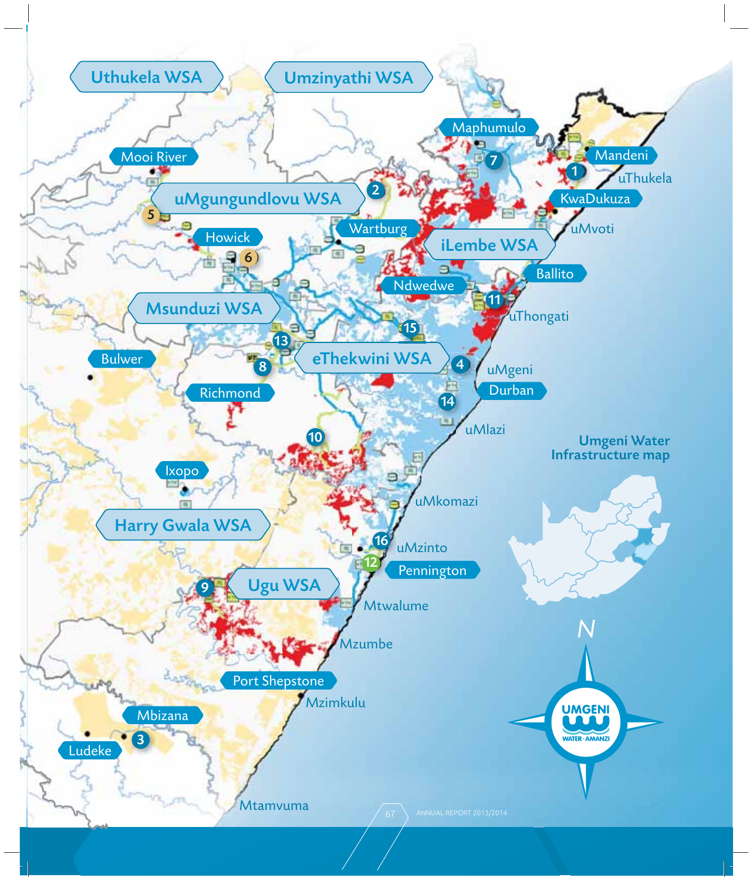## Umgeni Water Infrastructure map

Uthukela WSA

Umzinyathi WSA

uMgungundlovu WSA

iLembe WSA

Msunduzi WSA

eThekwini WSA

Harry Gwala WSA

Ugu WSA

Maphumulo

Mandeni

uThukela

KwaDukuza

uMvoti

Mooi River

Howick

Wartburg

Ballito

Ndwedwe

uThongati

Bulwer

Richmond

uMgeni

Durban

uMlazi

Ixopo

uMkomazi

uMzinto

Pennington

Mtwalume

Mzumbe

Port Shepstone

Mzimkulu

Mbizana

Ludeke

Mtamvuma

1 2 3 4 5 6 7 8 9 10 11 12 13 14 15 16

N

UMGENI WATER · AMANZI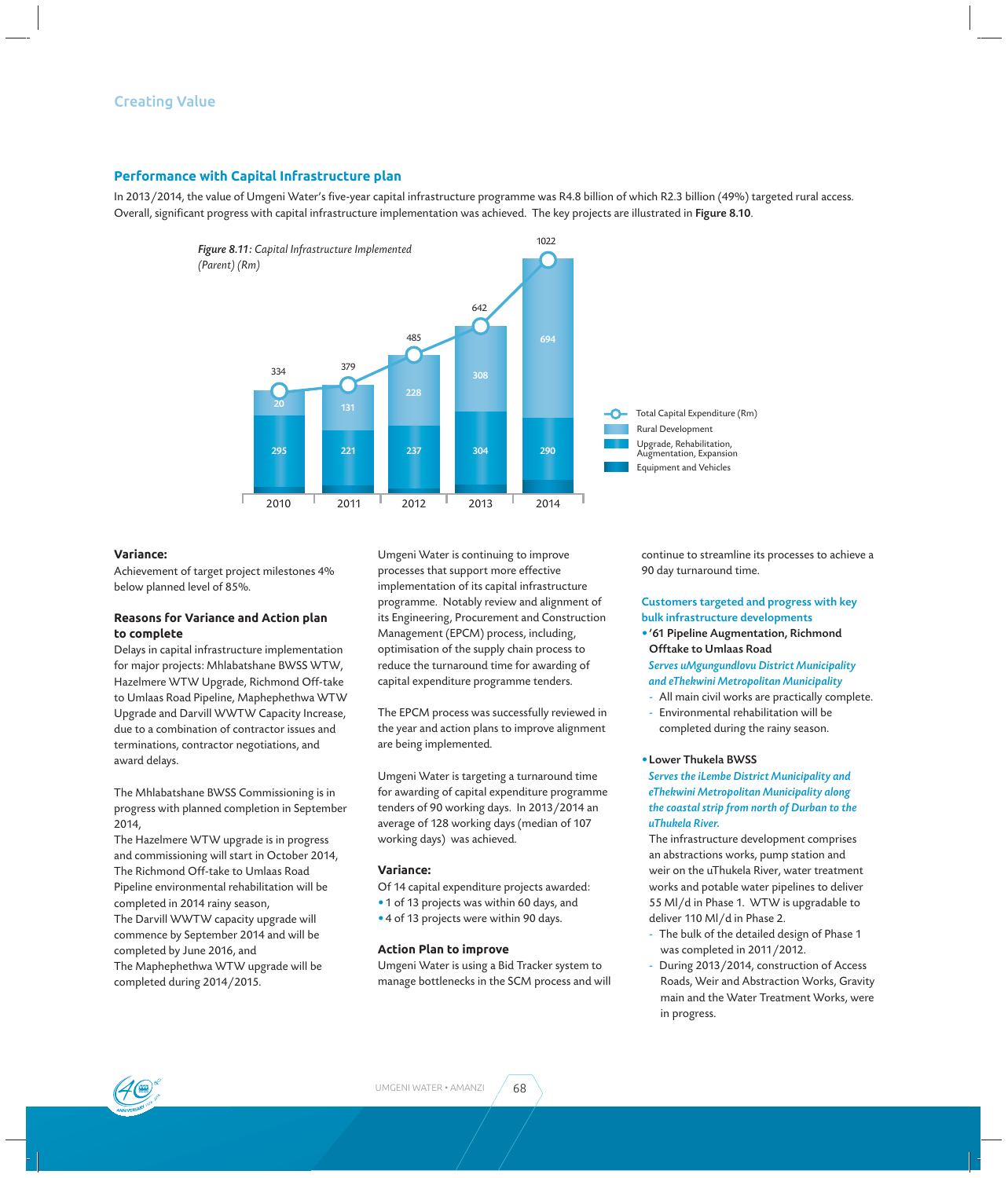## Performance with Capital Infrastructure plan

In 2013/2014, the value of Umgeni Water's five-year capital infrastructure programme was R4.8 billion of which R2.3 billion (49%) targeted rural access. Overall, significant progress with capital infrastructure implementation was achieved. The key projects are illustrated in **Figure 8.10**.

***Figure 8.11:*** *Capital Infrastructure Implemented (Parent) (Rm)*

| Year | Total Capital Expenditure (Rm) | Rural Development | Upgrade, Rehabilitation, Augmentation, Expansion |
|---|---|---|---|
| 2010 | 334 | 20 | 295 |
| 2011 | 379 | 131 | 221 |
| 2012 | 485 | 228 | 237 |
| 2013 | 642 | 308 | 304 |
| 2014 | 1022 | 694 | 290 |

Legend: Total Capital Expenditure (Rm); Rural Development; Upgrade, Rehabilitation, Augmentation, Expansion; Equipment and Vehicles

### Variance:

Achievement of target project milestones 4% below planned level of 85%.

### Reasons for Variance and Action plan to complete

Delays in capital infrastructure implementation for major projects: Mhlabatshane BWSS WTW, Hazelmere WTW Upgrade, Richmond Off-take to Umlaas Road Pipeline, Maphephethwa WTW Upgrade and Darvill WWTW Capacity Increase, due to a combination of contractor issues and terminations, contractor negotiations, and award delays.

The Mhlabatshane BWSS Commissioning is in progress with planned completion in September 2014,

The Hazelmere WTW upgrade is in progress and commissioning will start in October 2014,

The Richmond Off-take to Umlaas Road Pipeline environmental rehabilitation will be completed in 2014 rainy season,

The Darvill WWTW capacity upgrade will commence by September 2014 and will be completed by June 2016, and

The Maphephethwa WTW upgrade will be completed during 2014/2015.

Umgeni Water is continuing to improve processes that support more effective implementation of its capital infrastructure programme. Notably review and alignment of its Engineering, Procurement and Construction Management (EPCM) process, including, optimisation of the supply chain process to reduce the turnaround time for awarding of capital expenditure programme tenders.

The EPCM process was successfully reviewed in the year and action plans to improve alignment are being implemented.

Umgeni Water is targeting a turnaround time for awarding of capital expenditure programme tenders of 90 working days. In 2013/2014 an average of 128 working days (median of 107 working days) was achieved.

### Variance:

Of 14 capital expenditure projects awarded:

- 1 of 13 projects was within 60 days, and
- 4 of 13 projects were within 90 days.

### Action Plan to improve

Umgeni Water is using a Bid Tracker system to manage bottlenecks in the SCM process and will continue to streamline its processes to achieve a 90 day turnaround time.

### Customers targeted and progress with key bulk infrastructure developments

- **'61 Pipeline Augmentation, Richmond Offtake to Umlaas Road**

  *Serves uMgungundlovu District Municipality and eThekwini Metropolitan Municipality*

  - All main civil works are practically complete.
  - Environmental rehabilitation will be completed during the rainy season.

- **Lower Thukela BWSS**

  *Serves the iLembe District Municipality and eThekwini Metropolitan Municipality along the coastal strip from north of Durban to the uThukela River.*

  The infrastructure development comprises an abstractions works, pump station and weir on the uThukela River, water treatment works and potable water pipelines to deliver 55 Ml/d in Phase 1. WTW is upgradable to deliver 110 Ml/d in Phase 2.

  - The bulk of the detailed design of Phase 1 was completed in 2011/2012.
  - During 2013/2014, construction of Access Roads, Weir and Abstraction Works, Gravity main and the Water Treatment Works, were in progress.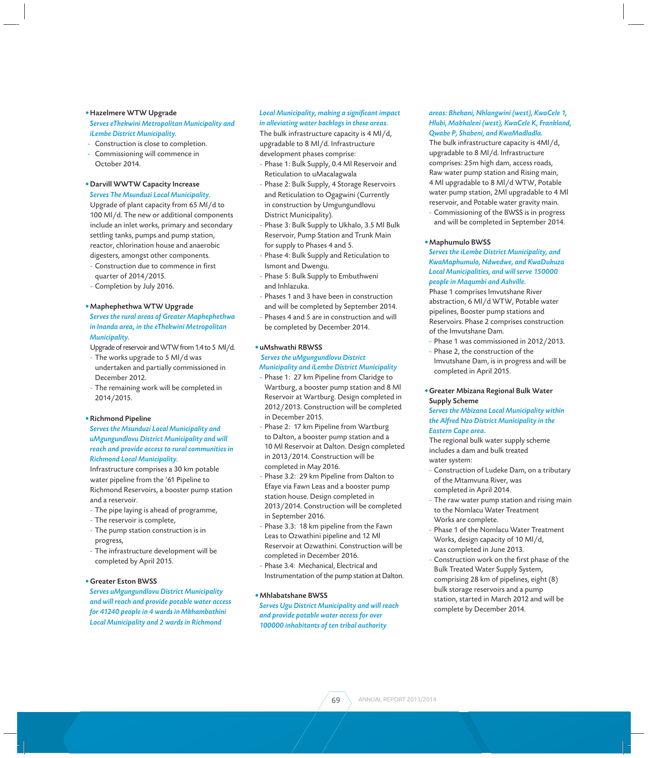- **Hazelmere WTW Upgrade**

  *Serves eThekwini Metropolitan Municipality and iLembe District Municipality.*
  - Construction is close to completion.
  - Commissioning will commence in October 2014.

- **Darvill WWTW Capacity Increase**

  *Serves The Msunduzi Local Municipality.*

  Upgrade of plant capacity from 65 Ml/d to 100 Ml/d. The new or additional components include an inlet works, primary and secondary settling tanks, pumps and pump station, reactor, chlorination house and anaerobic digesters, amongst other components.
  - Construction due to commence in first quarter of 2014/2015.
  - Completion by July 2016.

- **Maphephethwa WTW Upgrade**

  *Serves the rural areas of Greater Maphephethwa in Inanda area, in the eThekwini Metropolitan Municipality.*

  Upgrade of reservoir and WTW from 1.4 to 5 Ml/d.
  - The works upgrade to 5 Ml/d was undertaken and partially commissioned in December 2012.
  - The remaining work will be completed in 2014/2015.

- **Richmond Pipeline**

  *Serves the Msunduzi Local Municipality and uMgungundlovu District Municipality and will reach and provide access to rural communities in Richmond Local Municipality.*

  Infrastructure comprises a 30 km potable water pipeline from the '61 Pipeline to Richmond Reservoirs, a booster pump station and a reservoir.
  - The pipe laying is ahead of programme,
  - The reservoir is complete,
  - The pump station construction is in progress,
  - The infrastructure development will be completed by April 2015.

- **Greater Eston BWSS**

  *Serves uMgungundlovu District Municipality and will reach and provide potable water access for 41240 people in 4 wards in Mkhambathini Local Municipality and 2 wards in Richmond Local Municipality, making a significant impact in alleviating water backlogs in these areas.*

  The bulk infrastructure capacity is 4 Ml/d, upgradable to 8 Ml/d. Infrastructure development phases comprise:
  - Phase 1: Bulk Supply, 0.4 Ml Reservoir and Reticulation to uMacalagwala
  - Phase 2: Bulk Supply, 4 Storage Reservoirs and Reticulation to Ogagwini (Currently in construction by Umgungundlovu District Municipality).
  - Phase 3: Bulk Supply to Ukhalo, 3.5 Ml Bulk Reservoir, Pump Station and Trunk Main for supply to Phases 4 and 5.
  - Phase 4: Bulk Supply and Reticulation to Ismont and Dwengu.
  - Phase 5: Bulk Supply to Embuthweni and Inhlazuka.
  - Phases 1 and 3 have been in construction and will be completed by September 2014.
  - Phases 4 and 5 are in construction and will be completed by December 2014.

- **uMshwathi RBWSS**

  *Serves the uMgungundlovu District Municipality and iLembe District Municipality*
  - Phase 1: 27 km Pipeline from Claridge to Wartburg, a booster pump station and 8 Ml Reservoir at Wartburg. Design completed in 2012/2013. Construction will be completed in December 2015.
  - Phase 2: 17 km Pipeline from Wartburg to Dalton, a booster pump station and a 10 Ml Reservoir at Dalton. Design completed in 2013/2014. Construction will be completed in May 2016.
  - Phase 3.2: 29 km Pipeline from Dalton to Efaye via Fawn Leas and a booster pump station house. Design completed in 2013/2014. Construction will be completed in September 2016.
  - Phase 3.3: 18 km pipeline from the Fawn Leas to Ozwathini pipeline and 12 Ml Reservoir at Ozwathini. Construction will be completed in December 2016.
  - Phase 3.4: Mechanical, Electrical and Instrumentation of the pump station at Dalton.

- **Mhlabatshane BWSS**

  *Serves Ugu District Municipality and will reach and provide potable water access for over 100000 inhabitants of ten tribal authority areas: Bhekani, Nhlangwini (west), KwaCele 1, Hlubi, Mabhaleni (west), KwaCele K, Frankland, Qwabe P, Shabeni, and KwaMadladla.*

  The bulk infrastructure capacity is 4Ml/d, upgradable to 8 Ml/d. Infrastructure comprises: 25m high dam, access roads, Raw water pump station and Rising main, 4 Ml upgradable to 8 Ml/d WTW, Potable water pump station, 2Ml upgradable to 4 Ml reservoir, and Potable water gravity main.
  - Commissioning of the BWSS is in progress and will be completed in September 2014.

- **Maphumulo BWSS**

  *Serves the iLembe District Municipality, and KwaMaphumulo, Ndwedwe, and KwaDukuza Local Municipalities, and will serve 150000 people in Maqumbi and Ashville.*

  Phase 1 comprises Imvutshane River abstraction, 6 Ml/d WTW, Potable water pipelines, Booster pump stations and Reservoirs. Phase 2 comprises construction of the Imvutshane Dam.
  - Phase 1 was commissioned in 2012/2013.
  - Phase 2, the construction of the Imvutshane Dam, is in progress and will be completed in April 2015.

- **Greater Mbizana Regional Bulk Water Supply Scheme**

  *Serves the Mbizana Local Municipality within the Alfred Nzo District Municipality in the Eastern Cape area.*

  The regional bulk water supply scheme includes a dam and bulk treated water system:
  - Construction of Ludeke Dam, on a tributary of the Mtamvuna River, was completed in April 2014.
  - The raw water pump station and rising main to the Nomlacu Water Treatment Works are complete.
  - Phase 1 of the Nomlacu Water Treatment Works, design capacity of 10 Ml/d, was completed in June 2013.
  - Construction work on the first phase of the Bulk Treated Water Supply System, comprising 28 km of pipelines, eight (8) bulk storage reservoirs and a pump station, started in March 2012 and will be complete by December 2014.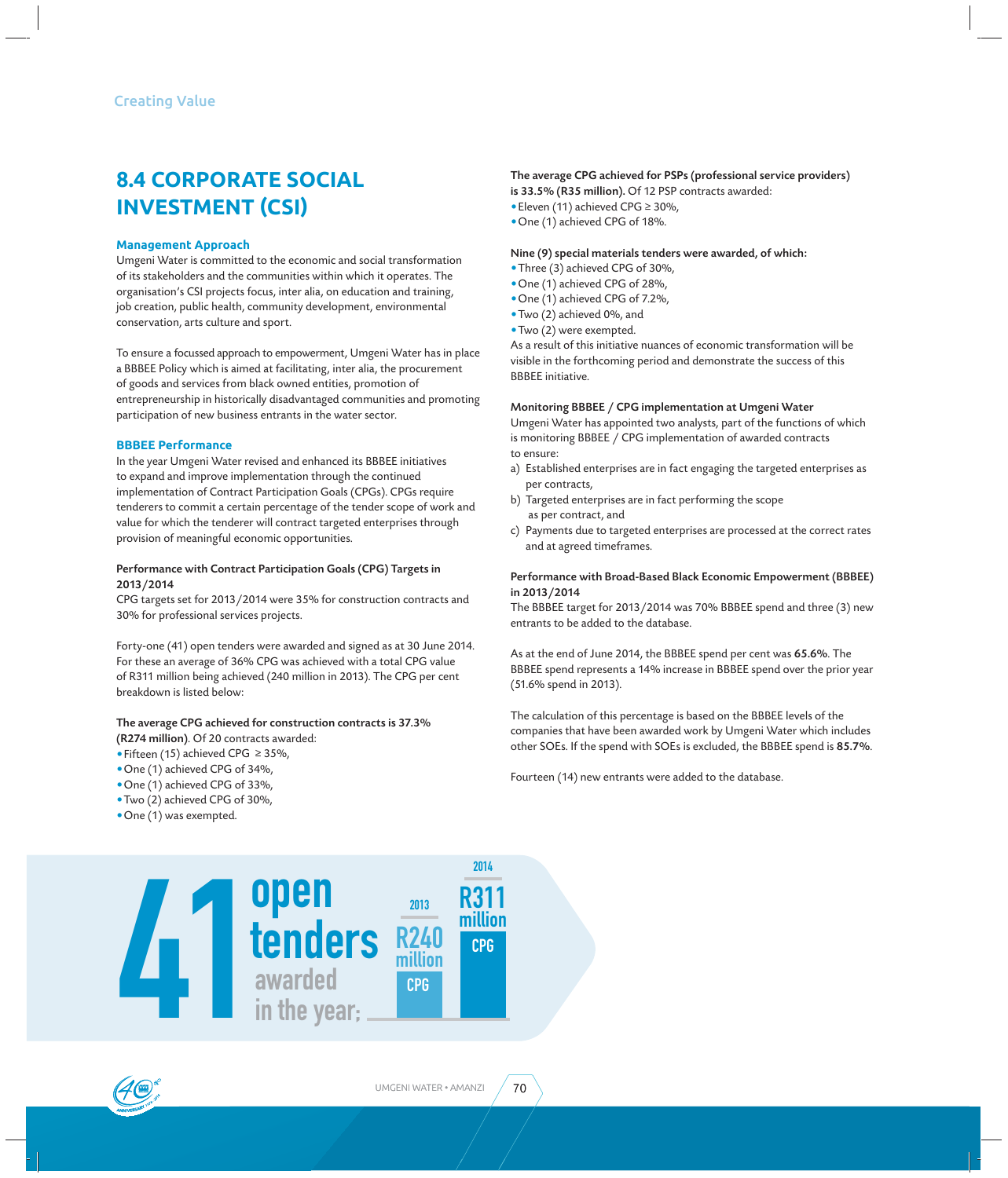## 8.4 CORPORATE SOCIAL INVESTMENT (CSI)

### Management Approach

Umgeni Water is committed to the economic and social transformation of its stakeholders and the communities within which it operates. The organisation's CSI projects focus, inter alia, on education and training, job creation, public health, community development, environmental conservation, arts culture and sport.

To ensure a focussed approach to empowerment, Umgeni Water has in place a BBBEE Policy which is aimed at facilitating, inter alia, the procurement of goods and services from black owned entities, promotion of entrepreneurship in historically disadvantaged communities and promoting participation of new business entrants in the water sector.

### BBBEE Performance

In the year Umgeni Water revised and enhanced its BBBEE initiatives to expand and improve implementation through the continued implementation of Contract Participation Goals (CPGs). CPGs require tenderers to commit a certain percentage of the tender scope of work and value for which the tenderer will contract targeted enterprises through provision of meaningful economic opportunities.

**Performance with Contract Participation Goals (CPG) Targets in 2013/2014**

CPG targets set for 2013/2014 were 35% for construction contracts and 30% for professional services projects.

Forty-one (41) open tenders were awarded and signed as at 30 June 2014. For these an average of 36% CPG was achieved with a total CPG value of R311 million being achieved (240 million in 2013). The CPG per cent breakdown is listed below:

**The average CPG achieved for construction contracts is 37.3% (R274 million)**. Of 20 contracts awarded:

- Fifteen (15) achieved CPG ≥ 35%,
- One (1) achieved CPG of 34%,
- One (1) achieved CPG of 33%,
- Two (2) achieved CPG of 30%,
- One (1) was exempted.

**The average CPG achieved for PSPs (professional service providers) is 33.5% (R35 million).** Of 12 PSP contracts awarded:

- Eleven (11) achieved CPG ≥ 30%,
- One (1) achieved CPG of 18%.

**Nine (9) special materials tenders were awarded, of which:**

- Three (3) achieved CPG of 30%,
- One (1) achieved CPG of 28%,
- One (1) achieved CPG of 7.2%,
- Two (2) achieved 0%, and
- Two (2) were exempted.

As a result of this initiative nuances of economic transformation will be visible in the forthcoming period and demonstrate the success of this BBBEE initiative.

**Monitoring BBBEE / CPG implementation at Umgeni Water**

Umgeni Water has appointed two analysts, part of the functions of which is monitoring BBBEE / CPG implementation of awarded contracts to ensure:

a) Established enterprises are in fact engaging the targeted enterprises as per contracts,
b) Targeted enterprises are in fact performing the scope as per contract, and
c) Payments due to targeted enterprises are processed at the correct rates and at agreed timeframes.

**Performance with Broad-Based Black Economic Empowerment (BBBEE) in 2013/2014**

The BBBEE target for 2013/2014 was 70% BBBEE spend and three (3) new entrants to be added to the database.

As at the end of June 2014, the BBBEE spend per cent was **65.6%**. The BBBEE spend represents a 14% increase in BBBEE spend over the prior year (51.6% spend in 2013).

The calculation of this percentage is based on the BBBEE levels of the companies that have been awarded work by Umgeni Water which includes other SOEs. If the spend with SOEs is excluded, the BBBEE spend is **85.7%**.

Fourteen (14) new entrants were added to the database.

**41 open tenders awarded in the year:**

| | 2013 | 2014 |
|---|---|---|
| CPG | R240 million | R311 million |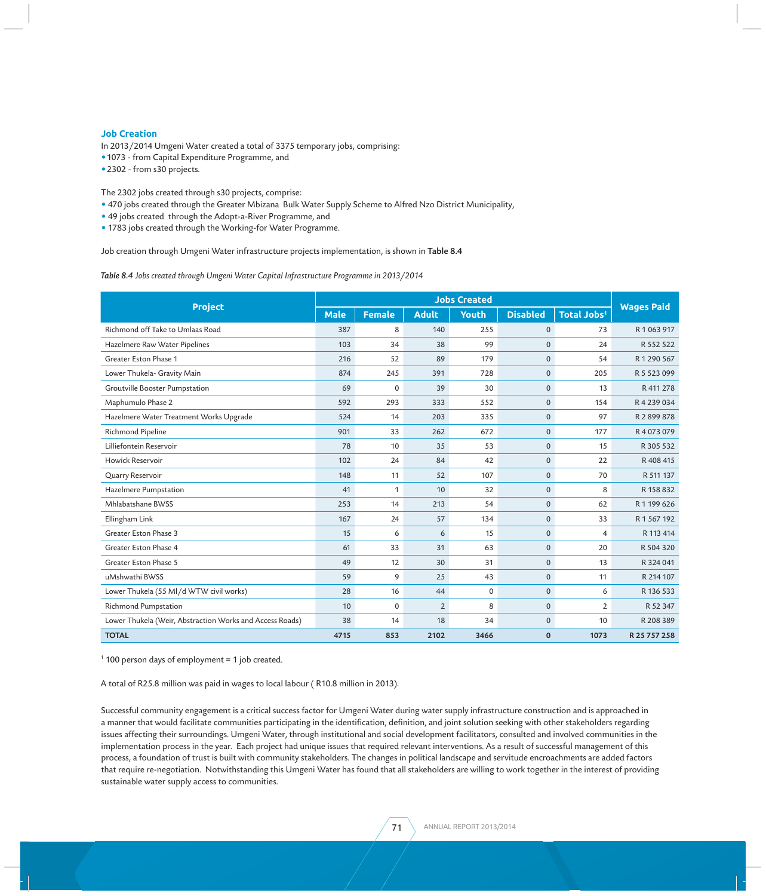## Job Creation

In 2013/2014 Umgeni Water created a total of 3375 temporary jobs, comprising:

- 1073 - from Capital Expenditure Programme, and
- 2302 - from s30 projects.

The 2302 jobs created through s30 projects, comprise:

- 470 jobs created through the Greater Mbizana Bulk Water Supply Scheme to Alfred Nzo District Municipality,
- 49 jobs created through the Adopt-a-River Programme, and
- 1783 jobs created through the Working-for Water Programme.

Job creation through Umgeni Water infrastructure projects implementation, is shown in **Table 8.4**

***Table 8.4*** *Jobs created through Umgeni Water Capital Infrastructure Programme in 2013/2014*

| Project | Jobs Created | | | | | | Wages Paid |
|---|---|---|---|---|---|---|---|
| | Male | Female | Adult | Youth | Disabled | Total Jobs[1] | |
| Richmond off Take to Umlaas Road | 387 | 8 | 140 | 255 | 0 | 73 | R 1 063 917 |
| Hazelmere Raw Water Pipelines | 103 | 34 | 38 | 99 | 0 | 24 | R 552 522 |
| Greater Eston Phase 1 | 216 | 52 | 89 | 179 | 0 | 54 | R 1 290 567 |
| Lower Thukela- Gravity Main | 874 | 245 | 391 | 728 | 0 | 205 | R 5 523 099 |
| Groutville Booster Pumpstation | 69 | 0 | 39 | 30 | 0 | 13 | R 411 278 |
| Maphumulo Phase 2 | 592 | 293 | 333 | 552 | 0 | 154 | R 4 239 034 |
| Hazelmere Water Treatment Works Upgrade | 524 | 14 | 203 | 335 | 0 | 97 | R 2 899 878 |
| Richmond Pipeline | 901 | 33 | 262 | 672 | 0 | 177 | R 4 073 079 |
| Lilliefontein Reservoir | 78 | 10 | 35 | 53 | 0 | 15 | R 305 532 |
| Howick Reservoir | 102 | 24 | 84 | 42 | 0 | 22 | R 408 415 |
| Quarry Reservoir | 148 | 11 | 52 | 107 | 0 | 70 | R 511 137 |
| Hazelmere Pumpstation | 41 | 1 | 10 | 32 | 0 | 8 | R 158 832 |
| Mhlabatshane BWSS | 253 | 14 | 213 | 54 | 0 | 62 | R 1 199 626 |
| Ellingham Link | 167 | 24 | 57 | 134 | 0 | 33 | R 1 567 192 |
| Greater Eston Phase 3 | 15 | 6 | 6 | 15 | 0 | 4 | R 113 414 |
| Greater Eston Phase 4 | 61 | 33 | 31 | 63 | 0 | 20 | R 504 320 |
| Greater Eston Phase 5 | 49 | 12 | 30 | 31 | 0 | 13 | R 324 041 |
| uMshwathi BWSS | 59 | 9 | 25 | 43 | 0 | 11 | R 214 107 |
| Lower Thukela (55 Ml/d WTW civil works) | 28 | 16 | 44 | 0 | 0 | 6 | R 136 533 |
| Richmond Pumpstation | 10 | 0 | 2 | 8 | 0 | 2 | R 52 347 |
| Lower Thukela (Weir, Abstraction Works and Access Roads) | 38 | 14 | 18 | 34 | 0 | 10 | R 208 389 |
| **TOTAL** | **4715** | **853** | **2102** | **3466** | **0** | **1073** | **R 25 757 258** |

[1] 100 person days of employment = 1 job created.

A total of R25.8 million was paid in wages to local labour ( R10.8 million in 2013).

Successful community engagement is a critical success factor for Umgeni Water during water supply infrastructure construction and is approached in a manner that would facilitate communities participating in the identification, definition, and joint solution seeking with other stakeholders regarding issues affecting their surroundings. Umgeni Water, through institutional and social development facilitators, consulted and involved communities in the implementation process in the year. Each project had unique issues that required relevant interventions. As a result of successful management of this process, a foundation of trust is built with community stakeholders. The changes in political landscape and servitude encroachments are added factors that require re-negotiation. Notwithstanding this Umgeni Water has found that all stakeholders are willing to work together in the interest of providing sustainable water supply access to communities.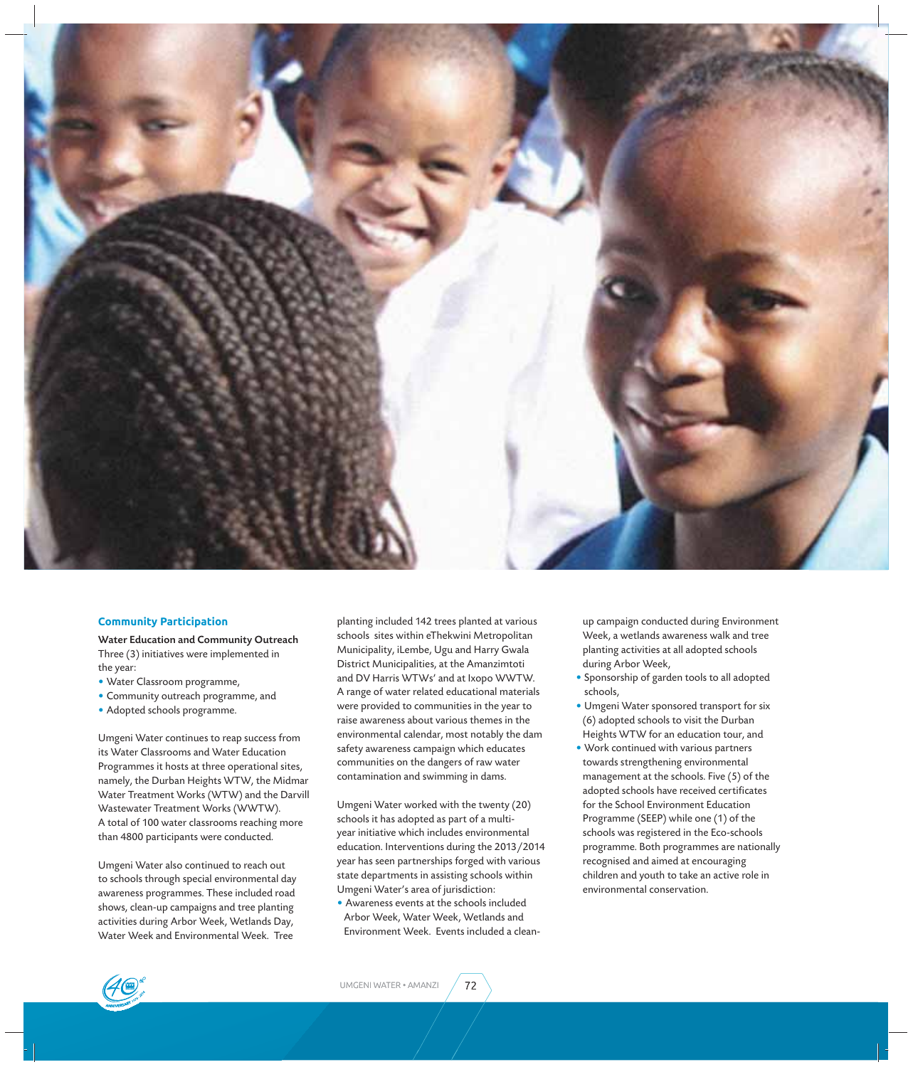## Community Participation

**Water Education and Community Outreach**

Three (3) initiatives were implemented in the year:

- Water Classroom programme,
- Community outreach programme, and
- Adopted schools programme.

Umgeni Water continues to reap success from its Water Classrooms and Water Education Programmes it hosts at three operational sites, namely, the Durban Heights WTW, the Midmar Water Treatment Works (WTW) and the Darvill Wastewater Treatment Works (WWTW). A total of 100 water classrooms reaching more than 4800 participants were conducted.

Umgeni Water also continued to reach out to schools through special environmental day awareness programmes. These included road shows, clean-up campaigns and tree planting activities during Arbor Week, Wetlands Day, Water Week and Environmental Week. Tree planting included 142 trees planted at various schools sites within eThekwini Metropolitan Municipality, iLembe, Ugu and Harry Gwala District Municipalities, at the Amanzimtoti and DV Harris WTWs' and at Ixopo WWTW. A range of water related educational materials were provided to communities in the year to raise awareness about various themes in the environmental calendar, most notably the dam safety awareness campaign which educates communities on the dangers of raw water contamination and swimming in dams.

Umgeni Water worked with the twenty (20) schools it has adopted as part of a multi-year initiative which includes environmental education. Interventions during the 2013/2014 year has seen partnerships forged with various state departments in assisting schools within Umgeni Water's area of jurisdiction:

- Awareness events at the schools included Arbor Week, Water Week, Wetlands and Environment Week. Events included a clean-up campaign conducted during Environment Week, a wetlands awareness walk and tree planting activities at all adopted schools during Arbor Week,
- Sponsorship of garden tools to all adopted schools,
- Umgeni Water sponsored transport for six (6) adopted schools to visit the Durban Heights WTW for an education tour, and
- Work continued with various partners towards strengthening environmental management at the schools. Five (5) of the adopted schools have received certificates for the School Environment Education Programme (SEEP) while one (1) of the schools was registered in the Eco-schools programme. Both programmes are nationally recognised and aimed at encouraging children and youth to take an active role in environmental conservation.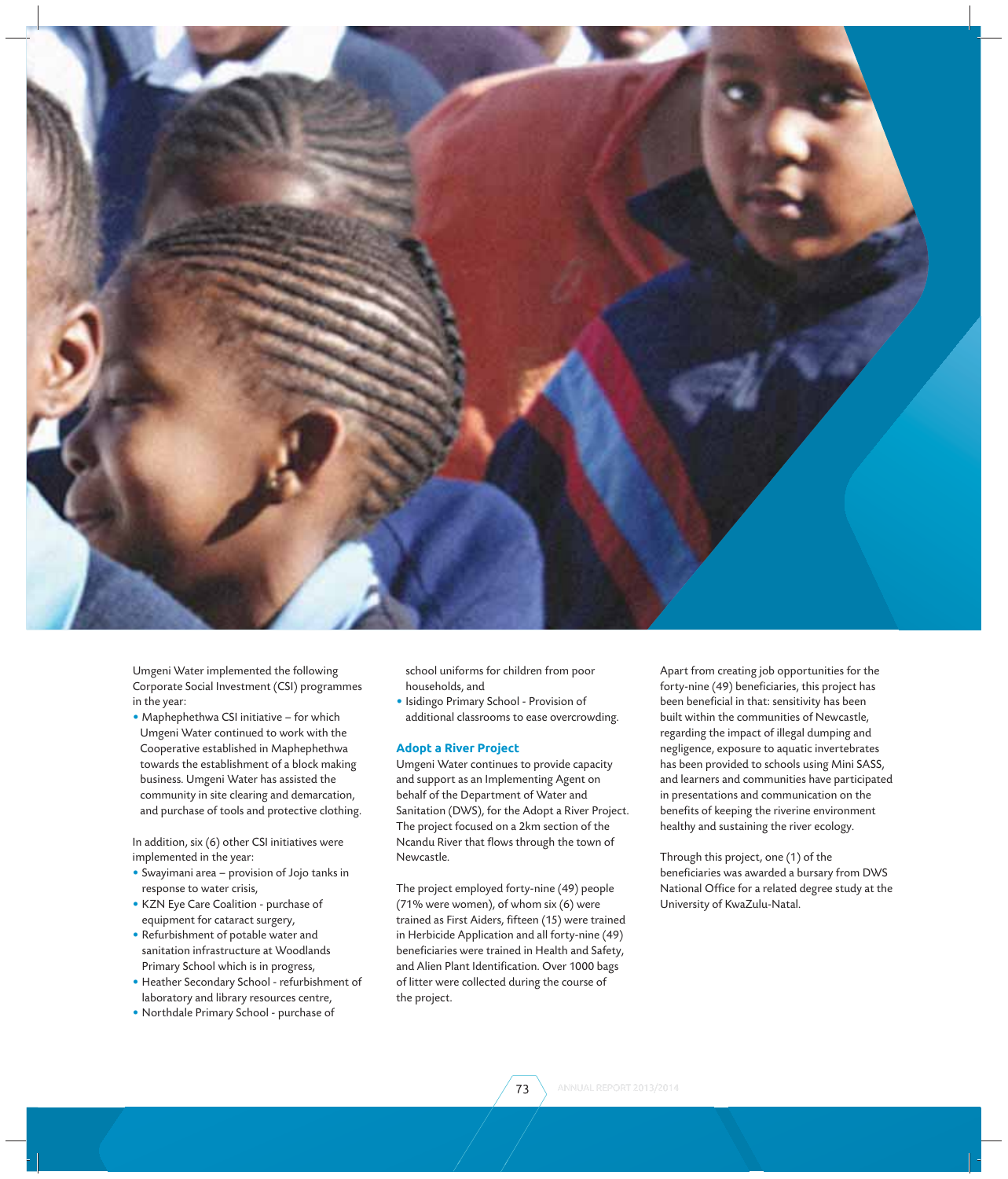Umgeni Water implemented the following Corporate Social Investment (CSI) programmes in the year:

- Maphephethwa CSI initiative – for which Umgeni Water continued to work with the Cooperative established in Maphephethwa towards the establishment of a block making business. Umgeni Water has assisted the community in site clearing and demarcation, and purchase of tools and protective clothing.

In addition, six (6) other CSI initiatives were implemented in the year:

- Swayimani area – provision of Jojo tanks in response to water crisis,
- KZN Eye Care Coalition - purchase of equipment for cataract surgery,
- Refurbishment of potable water and sanitation infrastructure at Woodlands Primary School which is in progress,
- Heather Secondary School - refurbishment of laboratory and library resources centre,
- Northdale Primary School - purchase of school uniforms for children from poor households, and
- Isidingo Primary School - Provision of additional classrooms to ease overcrowding.

### Adopt a River Project

Umgeni Water continues to provide capacity and support as an Implementing Agent on behalf of the Department of Water and Sanitation (DWS), for the Adopt a River Project. The project focused on a 2km section of the Ncandu River that flows through the town of Newcastle.

The project employed forty-nine (49) people (71% were women), of whom six (6) were trained as First Aiders, fifteen (15) were trained in Herbicide Application and all forty-nine (49) beneficiaries were trained in Health and Safety, and Alien Plant Identification. Over 1000 bags of litter were collected during the course of the project.

Apart from creating job opportunities for the forty-nine (49) beneficiaries, this project has been beneficial in that: sensitivity has been built within the communities of Newcastle, regarding the impact of illegal dumping and negligence, exposure to aquatic invertebrates has been provided to schools using Mini SASS, and learners and communities have participated in presentations and communication on the benefits of keeping the riverine environment healthy and sustaining the river ecology.

Through this project, one (1) of the beneficiaries was awarded a bursary from DWS National Office for a related degree study at the University of KwaZulu-Natal.